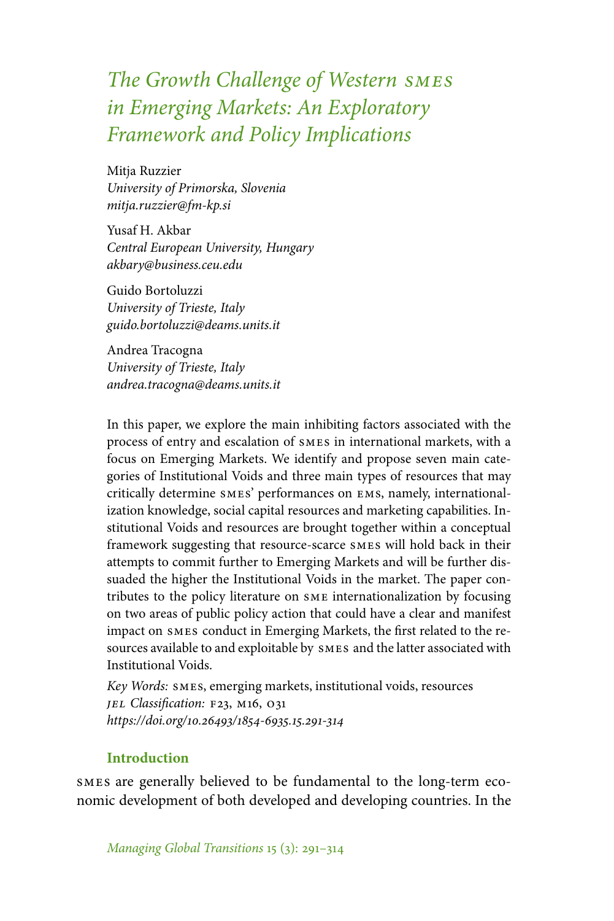# *The Growth Challenge of Western SMES in Emerging Markets: An Exploratory Framework and Policy Implications*

Mitja Ruzzier
*University of Primorska, Slovenia*
*mitja.ruzzier@fm-kp.si*

Yusaf H. Akbar
*Central European University, Hungary*
*akbary@business.ceu.edu*

Guido Bortoluzzi
*University of Trieste, Italy*
*guido.bortoluzzi@deams.units.it*

Andrea Tracogna
*University of Trieste, Italy*
*andrea.tracogna@deams.units.it*

In this paper, we explore the main inhibiting factors associated with the process of entry and escalation of SMES in international markets, with a focus on Emerging Markets. We identify and propose seven main categories of Institutional Voids and three main types of resources that may critically determine SMES' performances on EMS, namely, internationalization knowledge, social capital resources and marketing capabilities. Institutional Voids and resources are brought together within a conceptual framework suggesting that resource-scarce SMES will hold back in their attempts to commit further to Emerging Markets and will be further dissuaded the higher the Institutional Voids in the market. The paper contributes to the policy literature on SME internationalization by focusing on two areas of public policy action that could have a clear and manifest impact on SMES conduct in Emerging Markets, the first related to the resources available to and exploitable by SMES and the latter associated with Institutional Voids.

*Key Words:* SMES, emerging markets, institutional voids, resources
*JEL Classification:* F23, M16, O31
*https://doi.org/10.26493/1854-6935.15.291-314*

## Introduction

SMES are generally believed to be fundamental to the long-term economic development of both developed and developing countries. In the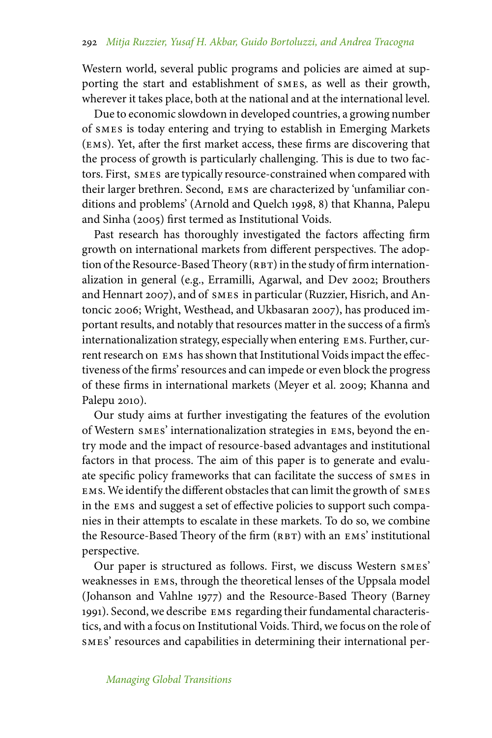Western world, several public programs and policies are aimed at supporting the start and establishment of SMES, as well as their growth, wherever it takes place, both at the national and at the international level.

Due to economic slowdown in developed countries, a growing number of SMES is today entering and trying to establish in Emerging Markets (EMS). Yet, after the first market access, these firms are discovering that the process of growth is particularly challenging. This is due to two factors. First, SMES are typically resource-constrained when compared with their larger brethren. Second, EMS are characterized by 'unfamiliar conditions and problems' (Arnold and Quelch 1998, 8) that Khanna, Palepu and Sinha (2005) first termed as Institutional Voids.

Past research has thoroughly investigated the factors affecting firm growth on international markets from different perspectives. The adoption of the Resource-Based Theory (RBT) in the study of firm internationalization in general (e.g., Erramilli, Agarwal, and Dev 2002; Brouthers and Hennart 2007), and of SMES in particular (Ruzzier, Hisrich, and Antoncic 2006; Wright, Westhead, and Ukbasaran 2007), has produced important results, and notably that resources matter in the success of a firm's internationalization strategy, especially when entering EMS. Further, current research on EMS has shown that Institutional Voids impact the effectiveness of the firms' resources and can impede or even block the progress of these firms in international markets (Meyer et al. 2009; Khanna and Palepu 2010).

Our study aims at further investigating the features of the evolution of Western SMES' internationalization strategies in EMS, beyond the entry mode and the impact of resource-based advantages and institutional factors in that process. The aim of this paper is to generate and evaluate specific policy frameworks that can facilitate the success of SMES in EMS. We identify the different obstacles that can limit the growth of SMES in the EMS and suggest a set of effective policies to support such companies in their attempts to escalate in these markets. To do so, we combine the Resource-Based Theory of the firm (RBT) with an EMS' institutional perspective.

Our paper is structured as follows. First, we discuss Western SMES' weaknesses in EMS, through the theoretical lenses of the Uppsala model (Johanson and Vahlne 1977) and the Resource-Based Theory (Barney 1991). Second, we describe EMS regarding their fundamental characteristics, and with a focus on Institutional Voids. Third, we focus on the role of SMES' resources and capabilities in determining their international per-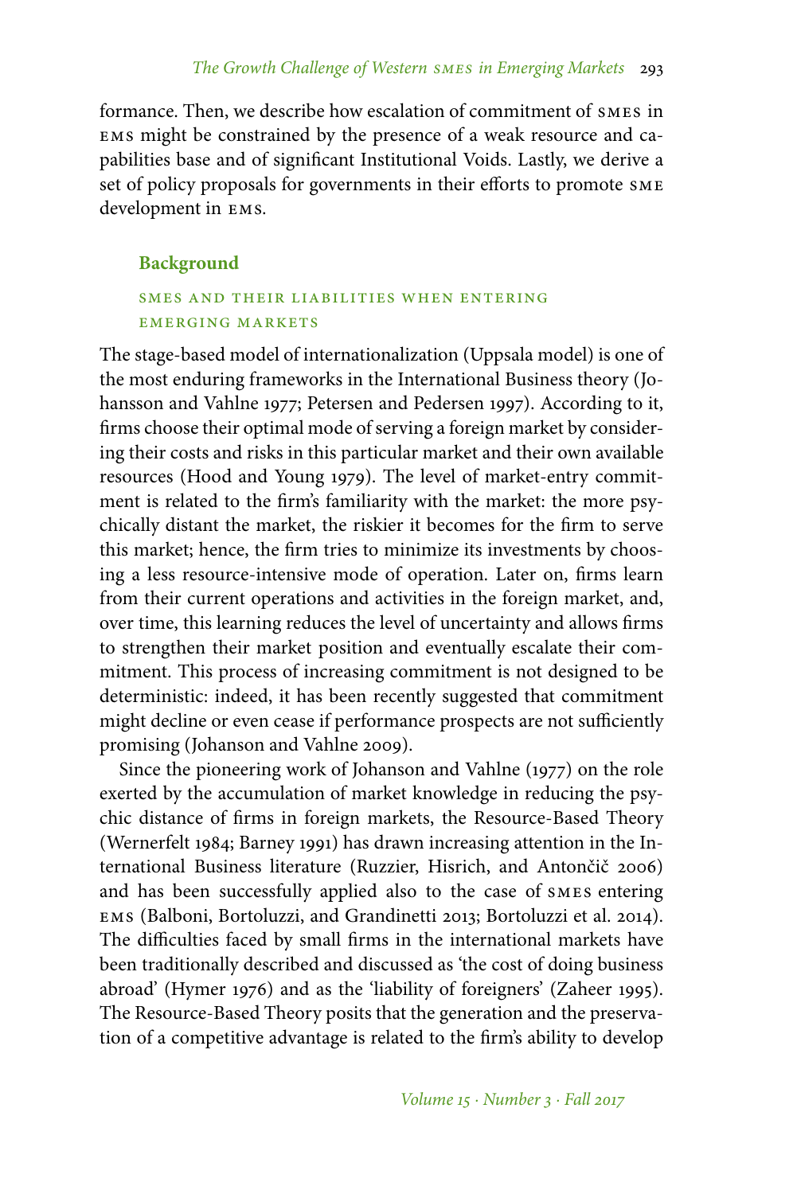formance. Then, we describe how escalation of commitment of SMES in EMS might be constrained by the presence of a weak resource and capabilities base and of significant Institutional Voids. Lastly, we derive a set of policy proposals for governments in their efforts to promote SME development in EMS.

## Background

### SMES AND THEIR LIABILITIES WHEN ENTERING EMERGING MARKETS

The stage-based model of internationalization (Uppsala model) is one of the most enduring frameworks in the International Business theory (Johansson and Vahlne 1977; Petersen and Pedersen 1997). According to it, firms choose their optimal mode of serving a foreign market by considering their costs and risks in this particular market and their own available resources (Hood and Young 1979). The level of market-entry commitment is related to the firm's familiarity with the market: the more psychically distant the market, the riskier it becomes for the firm to serve this market; hence, the firm tries to minimize its investments by choosing a less resource-intensive mode of operation. Later on, firms learn from their current operations and activities in the foreign market, and, over time, this learning reduces the level of uncertainty and allows firms to strengthen their market position and eventually escalate their commitment. This process of increasing commitment is not designed to be deterministic: indeed, it has been recently suggested that commitment might decline or even cease if performance prospects are not sufficiently promising (Johanson and Vahlne 2009).

Since the pioneering work of Johanson and Vahlne (1977) on the role exerted by the accumulation of market knowledge in reducing the psychic distance of firms in foreign markets, the Resource-Based Theory (Wernerfelt 1984; Barney 1991) has drawn increasing attention in the International Business literature (Ruzzier, Hisrich, and Antončič 2006) and has been successfully applied also to the case of SMES entering EMS (Balboni, Bortoluzzi, and Grandinetti 2013; Bortoluzzi et al. 2014). The difficulties faced by small firms in the international markets have been traditionally described and discussed as 'the cost of doing business abroad' (Hymer 1976) and as the 'liability of foreigners' (Zaheer 1995). The Resource-Based Theory posits that the generation and the preservation of a competitive advantage is related to the firm's ability to develop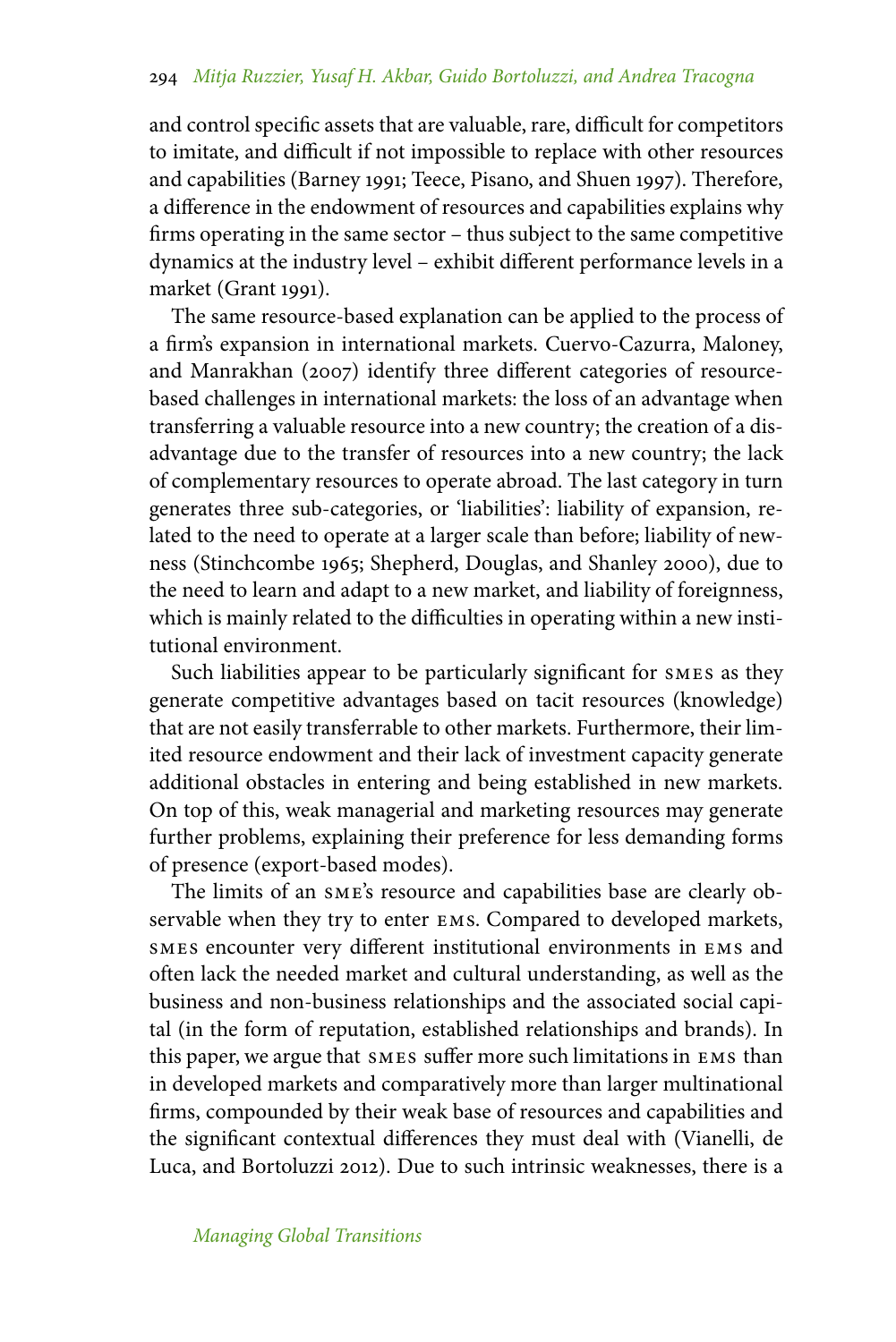and control specific assets that are valuable, rare, difficult for competitors to imitate, and difficult if not impossible to replace with other resources and capabilities (Barney 1991; Teece, Pisano, and Shuen 1997). Therefore, a difference in the endowment of resources and capabilities explains why firms operating in the same sector – thus subject to the same competitive dynamics at the industry level – exhibit different performance levels in a market (Grant 1991).

The same resource-based explanation can be applied to the process of a firm's expansion in international markets. Cuervo-Cazurra, Maloney, and Manrakhan (2007) identify three different categories of resource-based challenges in international markets: the loss of an advantage when transferring a valuable resource into a new country; the creation of a disadvantage due to the transfer of resources into a new country; the lack of complementary resources to operate abroad. The last category in turn generates three sub-categories, or 'liabilities': liability of expansion, related to the need to operate at a larger scale than before; liability of newness (Stinchcombe 1965; Shepherd, Douglas, and Shanley 2000), due to the need to learn and adapt to a new market, and liability of foreignness, which is mainly related to the difficulties in operating within a new institutional environment.

Such liabilities appear to be particularly significant for SMES as they generate competitive advantages based on tacit resources (knowledge) that are not easily transferrable to other markets. Furthermore, their limited resource endowment and their lack of investment capacity generate additional obstacles in entering and being established in new markets. On top of this, weak managerial and marketing resources may generate further problems, explaining their preference for less demanding forms of presence (export-based modes).

The limits of an SME's resource and capabilities base are clearly observable when they try to enter EMS. Compared to developed markets, SMES encounter very different institutional environments in EMS and often lack the needed market and cultural understanding, as well as the business and non-business relationships and the associated social capital (in the form of reputation, established relationships and brands). In this paper, we argue that SMES suffer more such limitations in EMS than in developed markets and comparatively more than larger multinational firms, compounded by their weak base of resources and capabilities and the significant contextual differences they must deal with (Vianelli, de Luca, and Bortoluzzi 2012). Due to such intrinsic weaknesses, there is a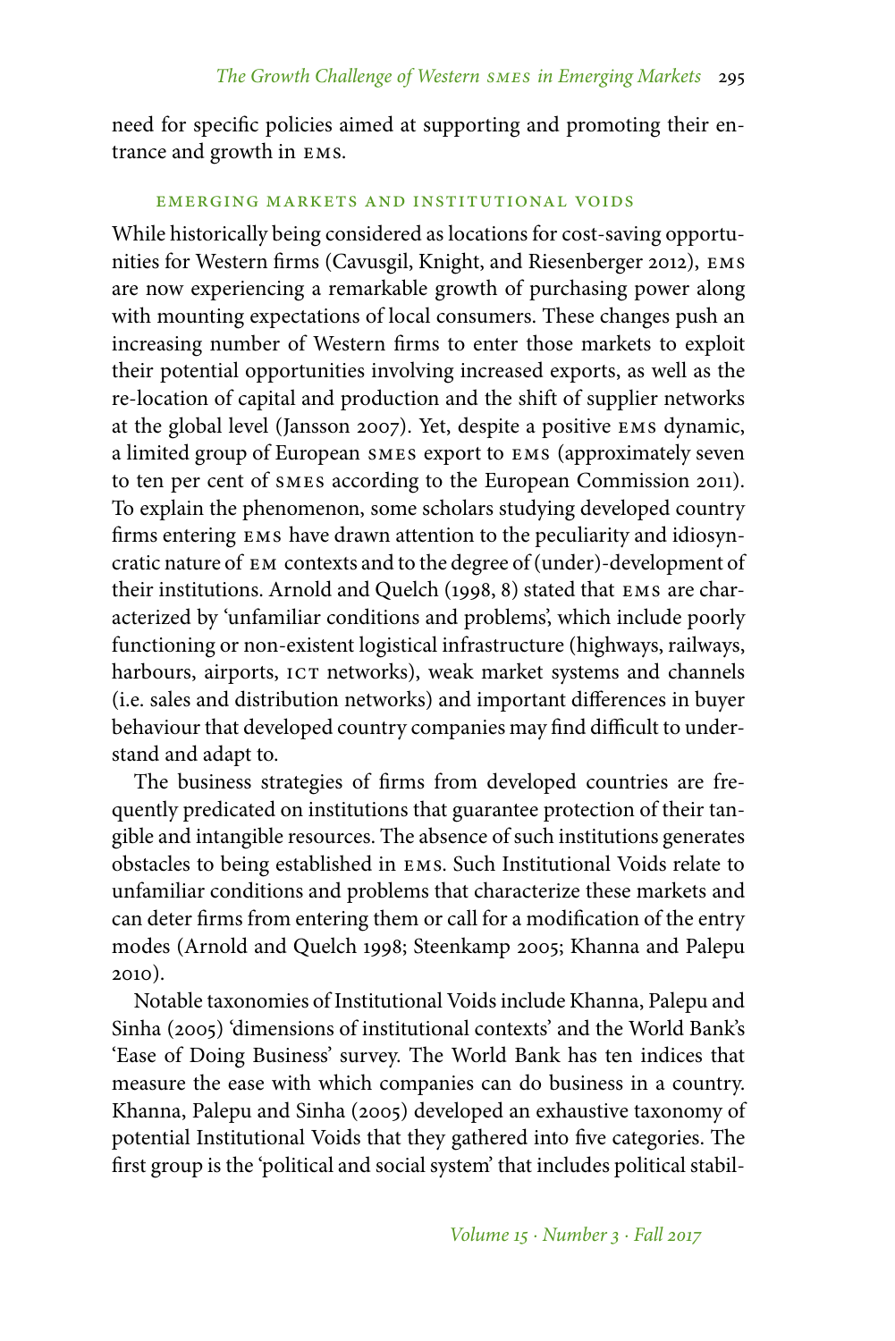need for specific policies aimed at supporting and promoting their entrance and growth in EMS.

### EMERGING MARKETS AND INSTITUTIONAL VOIDS

While historically being considered as locations for cost-saving opportunities for Western firms (Cavusgil, Knight, and Riesenberger 2012), EMS are now experiencing a remarkable growth of purchasing power along with mounting expectations of local consumers. These changes push an increasing number of Western firms to enter those markets to exploit their potential opportunities involving increased exports, as well as the re-location of capital and production and the shift of supplier networks at the global level (Jansson 2007). Yet, despite a positive EMS dynamic, a limited group of European SMES export to EMS (approximately seven to ten per cent of SMES according to the European Commission 2011). To explain the phenomenon, some scholars studying developed country firms entering EMS have drawn attention to the peculiarity and idiosyncratic nature of EM contexts and to the degree of (under)-development of their institutions. Arnold and Quelch (1998, 8) stated that EMS are characterized by 'unfamiliar conditions and problems', which include poorly functioning or non-existent logistical infrastructure (highways, railways, harbours, airports, ICT networks), weak market systems and channels (i.e. sales and distribution networks) and important differences in buyer behaviour that developed country companies may find difficult to understand and adapt to.

The business strategies of firms from developed countries are frequently predicated on institutions that guarantee protection of their tangible and intangible resources. The absence of such institutions generates obstacles to being established in EMS. Such Institutional Voids relate to unfamiliar conditions and problems that characterize these markets and can deter firms from entering them or call for a modification of the entry modes (Arnold and Quelch 1998; Steenkamp 2005; Khanna and Palepu 2010).

Notable taxonomies of Institutional Voids include Khanna, Palepu and Sinha (2005) 'dimensions of institutional contexts' and the World Bank's 'Ease of Doing Business' survey. The World Bank has ten indices that measure the ease with which companies can do business in a country. Khanna, Palepu and Sinha (2005) developed an exhaustive taxonomy of potential Institutional Voids that they gathered into five categories. The first group is the 'political and social system' that includes political stabil-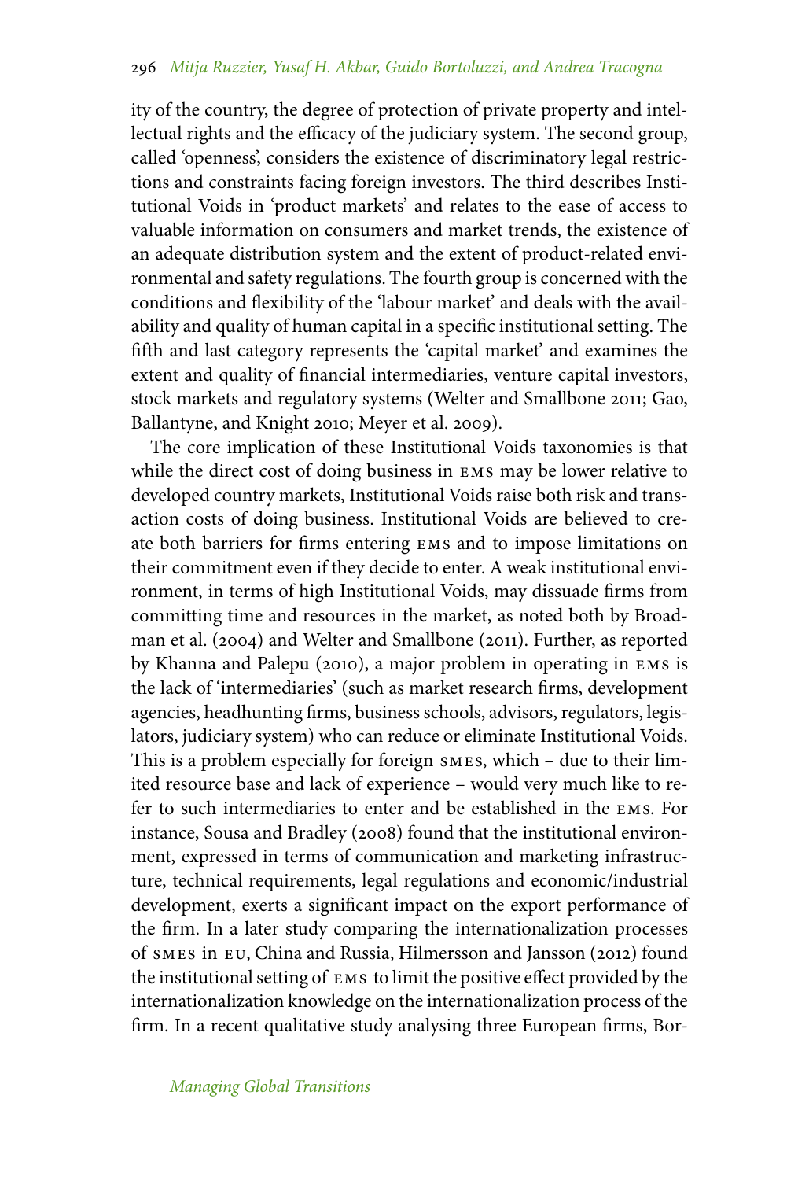ity of the country, the degree of protection of private property and intellectual rights and the efficacy of the judiciary system. The second group, called 'openness', considers the existence of discriminatory legal restrictions and constraints facing foreign investors. The third describes Institutional Voids in 'product markets' and relates to the ease of access to valuable information on consumers and market trends, the existence of an adequate distribution system and the extent of product-related environmental and safety regulations. The fourth group is concerned with the conditions and flexibility of the 'labour market' and deals with the availability and quality of human capital in a specific institutional setting. The fifth and last category represents the 'capital market' and examines the extent and quality of financial intermediaries, venture capital investors, stock markets and regulatory systems (Welter and Smallbone 2011; Gao, Ballantyne, and Knight 2010; Meyer et al. 2009).

The core implication of these Institutional Voids taxonomies is that while the direct cost of doing business in EMS may be lower relative to developed country markets, Institutional Voids raise both risk and transaction costs of doing business. Institutional Voids are believed to create both barriers for firms entering EMS and to impose limitations on their commitment even if they decide to enter. A weak institutional environment, in terms of high Institutional Voids, may dissuade firms from committing time and resources in the market, as noted both by Broadman et al. (2004) and Welter and Smallbone (2011). Further, as reported by Khanna and Palepu (2010), a major problem in operating in EMS is the lack of 'intermediaries' (such as market research firms, development agencies, headhunting firms, business schools, advisors, regulators, legislators, judiciary system) who can reduce or eliminate Institutional Voids. This is a problem especially for foreign SMES, which – due to their limited resource base and lack of experience – would very much like to refer to such intermediaries to enter and be established in the EMS. For instance, Sousa and Bradley (2008) found that the institutional environment, expressed in terms of communication and marketing infrastructure, technical requirements, legal regulations and economic/industrial development, exerts a significant impact on the export performance of the firm. In a later study comparing the internationalization processes of SMES in EU, China and Russia, Hilmersson and Jansson (2012) found the institutional setting of EMS to limit the positive effect provided by the internationalization knowledge on the internationalization process of the firm. In a recent qualitative study analysing three European firms, Bor-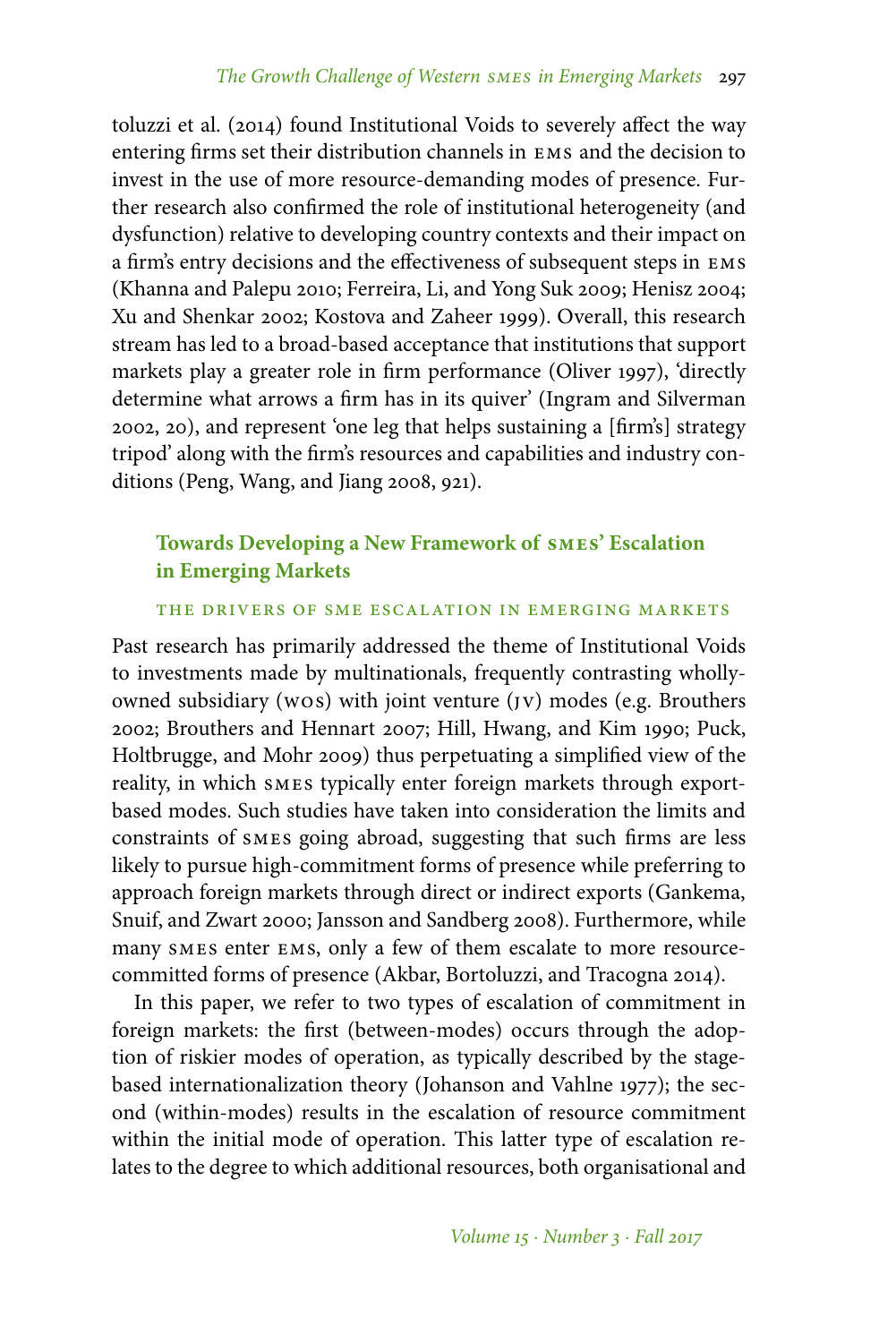toluzzi et al. (2014) found Institutional Voids to severely affect the way entering firms set their distribution channels in EMS and the decision to invest in the use of more resource-demanding modes of presence. Further research also confirmed the role of institutional heterogeneity (and dysfunction) relative to developing country contexts and their impact on a firm's entry decisions and the effectiveness of subsequent steps in EMS (Khanna and Palepu 2010; Ferreira, Li, and Yong Suk 2009; Henisz 2004; Xu and Shenkar 2002; Kostova and Zaheer 1999). Overall, this research stream has led to a broad-based acceptance that institutions that support markets play a greater role in firm performance (Oliver 1997), 'directly determine what arrows a firm has in its quiver' (Ingram and Silverman 2002, 20), and represent 'one leg that helps sustaining a [firm's] strategy tripod' along with the firm's resources and capabilities and industry conditions (Peng, Wang, and Jiang 2008, 921).

## Towards Developing a New Framework of SMES' Escalation in Emerging Markets

### THE DRIVERS OF SME ESCALATION IN EMERGING MARKETS

Past research has primarily addressed the theme of Institutional Voids to investments made by multinationals, frequently contrasting wholly-owned subsidiary (WOS) with joint venture (JV) modes (e.g. Brouthers 2002; Brouthers and Hennart 2007; Hill, Hwang, and Kim 1990; Puck, Holtbrugge, and Mohr 2009) thus perpetuating a simplified view of the reality, in which SMES typically enter foreign markets through export-based modes. Such studies have taken into consideration the limits and constraints of SMES going abroad, suggesting that such firms are less likely to pursue high-commitment forms of presence while preferring to approach foreign markets through direct or indirect exports (Gankema, Snuif, and Zwart 2000; Jansson and Sandberg 2008). Furthermore, while many SMES enter EMS, only a few of them escalate to more resource-committed forms of presence (Akbar, Bortoluzzi, and Tracogna 2014).

In this paper, we refer to two types of escalation of commitment in foreign markets: the first (between-modes) occurs through the adoption of riskier modes of operation, as typically described by the stage-based internationalization theory (Johanson and Vahlne 1977); the second (within-modes) results in the escalation of resource commitment within the initial mode of operation. This latter type of escalation relates to the degree to which additional resources, both organisational and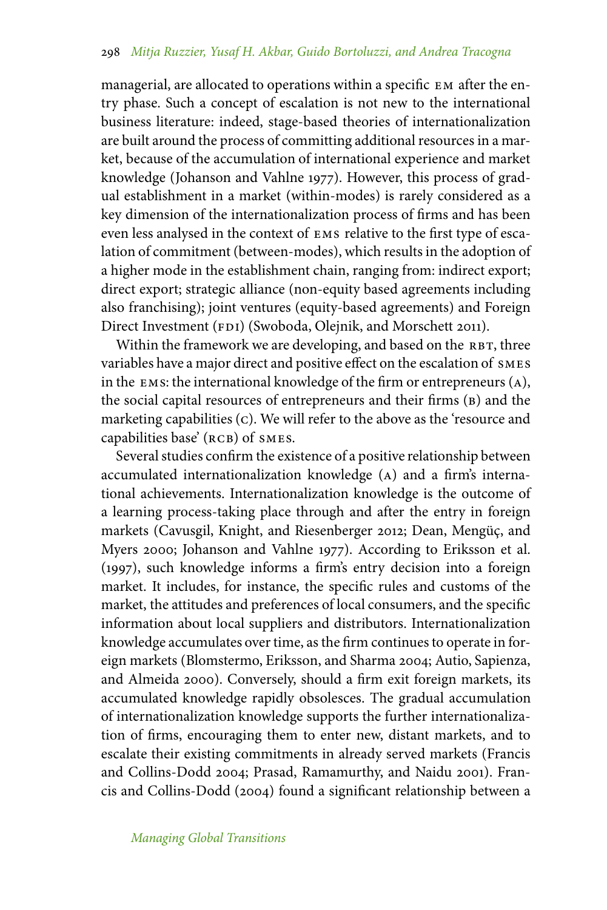managerial, are allocated to operations within a specific EM after the entry phase. Such a concept of escalation is not new to the international business literature: indeed, stage-based theories of internationalization are built around the process of committing additional resources in a market, because of the accumulation of international experience and market knowledge (Johanson and Vahlne 1977). However, this process of gradual establishment in a market (within-modes) is rarely considered as a key dimension of the internationalization process of firms and has been even less analysed in the context of EMS relative to the first type of escalation of commitment (between-modes), which results in the adoption of a higher mode in the establishment chain, ranging from: indirect export; direct export; strategic alliance (non-equity based agreements including also franchising); joint ventures (equity-based agreements) and Foreign Direct Investment (FDI) (Swoboda, Olejnik, and Morschett 2011).

Within the framework we are developing, and based on the RBT, three variables have a major direct and positive effect on the escalation of SMES in the EMS: the international knowledge of the firm or entrepreneurs (A), the social capital resources of entrepreneurs and their firms (B) and the marketing capabilities (C). We will refer to the above as the 'resource and capabilities base' (RCB) of SMES.

Several studies confirm the existence of a positive relationship between accumulated internationalization knowledge (A) and a firm's international achievements. Internationalization knowledge is the outcome of a learning process-taking place through and after the entry in foreign markets (Cavusgil, Knight, and Riesenberger 2012; Dean, Mengüç, and Myers 2000; Johanson and Vahlne 1977). According to Eriksson et al. (1997), such knowledge informs a firm's entry decision into a foreign market. It includes, for instance, the specific rules and customs of the market, the attitudes and preferences of local consumers, and the specific information about local suppliers and distributors. Internationalization knowledge accumulates over time, as the firm continues to operate in foreign markets (Blomstermo, Eriksson, and Sharma 2004; Autio, Sapienza, and Almeida 2000). Conversely, should a firm exit foreign markets, its accumulated knowledge rapidly obsolesces. The gradual accumulation of internationalization knowledge supports the further internationalization of firms, encouraging them to enter new, distant markets, and to escalate their existing commitments in already served markets (Francis and Collins-Dodd 2004; Prasad, Ramamurthy, and Naidu 2001). Francis and Collins-Dodd (2004) found a significant relationship between a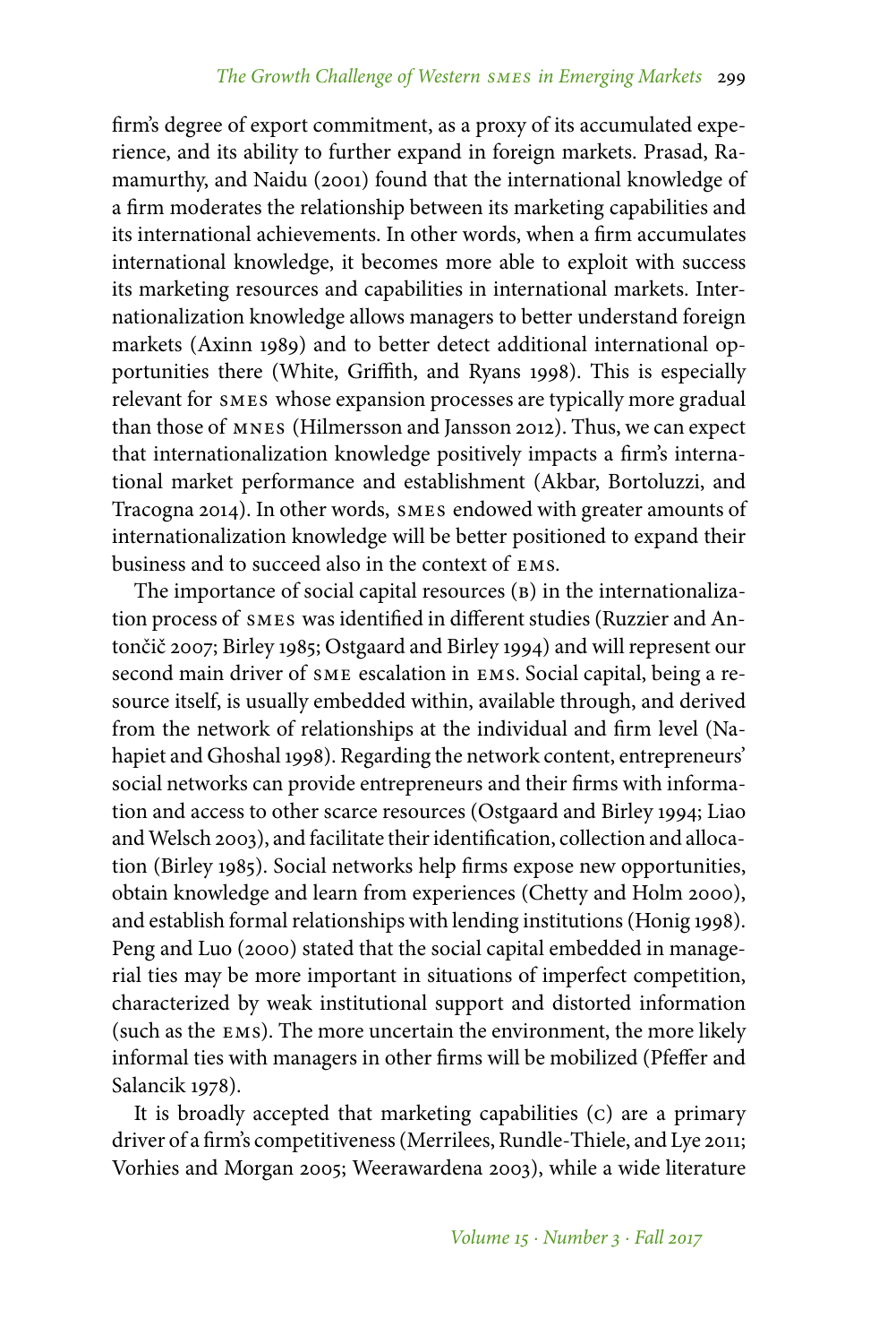firm's degree of export commitment, as a proxy of its accumulated experience, and its ability to further expand in foreign markets. Prasad, Ramamurthy, and Naidu (2001) found that the international knowledge of a firm moderates the relationship between its marketing capabilities and its international achievements. In other words, when a firm accumulates international knowledge, it becomes more able to exploit with success its marketing resources and capabilities in international markets. Internationalization knowledge allows managers to better understand foreign markets (Axinn 1989) and to better detect additional international opportunities there (White, Griffith, and Ryans 1998). This is especially relevant for SMES whose expansion processes are typically more gradual than those of MNES (Hilmersson and Jansson 2012). Thus, we can expect that internationalization knowledge positively impacts a firm's international market performance and establishment (Akbar, Bortoluzzi, and Tracogna 2014). In other words, SMES endowed with greater amounts of internationalization knowledge will be better positioned to expand their business and to succeed also in the context of EMS.

The importance of social capital resources (B) in the internationalization process of SMES was identified in different studies (Ruzzier and Antončič 2007; Birley 1985; Ostgaard and Birley 1994) and will represent our second main driver of SME escalation in EMS. Social capital, being a resource itself, is usually embedded within, available through, and derived from the network of relationships at the individual and firm level (Nahapiet and Ghoshal 1998). Regarding the network content, entrepreneurs' social networks can provide entrepreneurs and their firms with information and access to other scarce resources (Ostgaard and Birley 1994; Liao and Welsch 2003), and facilitate their identification, collection and allocation (Birley 1985). Social networks help firms expose new opportunities, obtain knowledge and learn from experiences (Chetty and Holm 2000), and establish formal relationships with lending institutions (Honig 1998). Peng and Luo (2000) stated that the social capital embedded in managerial ties may be more important in situations of imperfect competition, characterized by weak institutional support and distorted information (such as the EMS). The more uncertain the environment, the more likely informal ties with managers in other firms will be mobilized (Pfeffer and Salancik 1978).

It is broadly accepted that marketing capabilities (C) are a primary driver of a firm's competitiveness (Merrilees, Rundle-Thiele, and Lye 2011; Vorhies and Morgan 2005; Weerawardena 2003), while a wide literature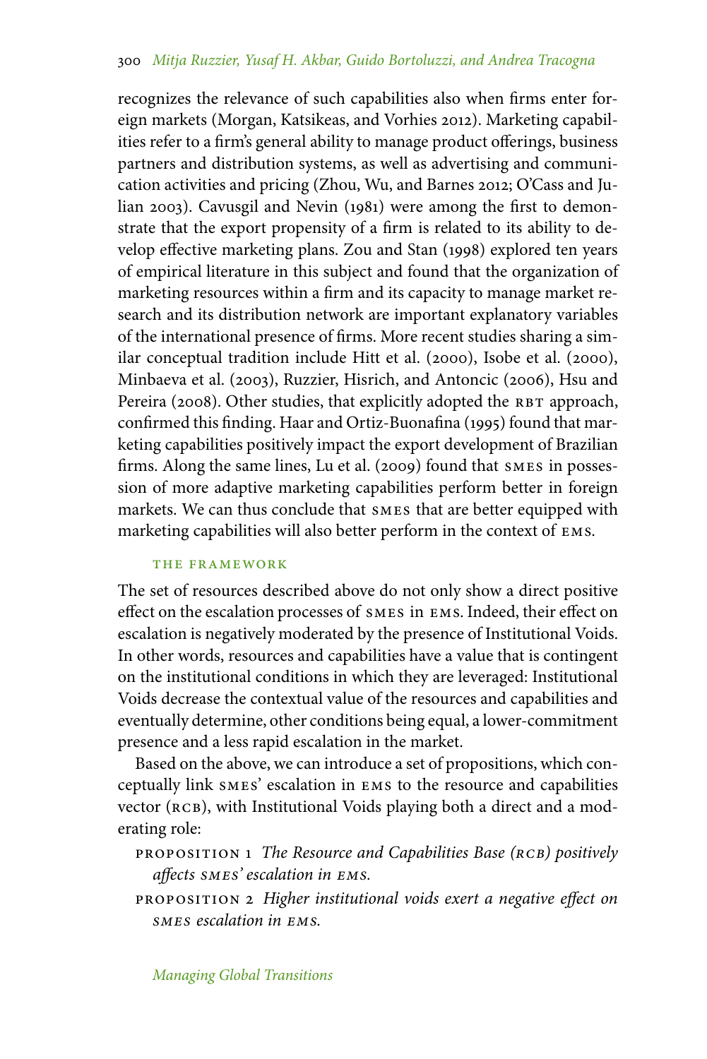recognizes the relevance of such capabilities also when firms enter foreign markets (Morgan, Katsikeas, and Vorhies 2012). Marketing capabilities refer to a firm's general ability to manage product offerings, business partners and distribution systems, as well as advertising and communication activities and pricing (Zhou, Wu, and Barnes 2012; O'Cass and Julian 2003). Cavusgil and Nevin (1981) were among the first to demonstrate that the export propensity of a firm is related to its ability to develop effective marketing plans. Zou and Stan (1998) explored ten years of empirical literature in this subject and found that the organization of marketing resources within a firm and its capacity to manage market research and its distribution network are important explanatory variables of the international presence of firms. More recent studies sharing a similar conceptual tradition include Hitt et al. (2000), Isobe et al. (2000), Minbaeva et al. (2003), Ruzzier, Hisrich, and Antoncic (2006), Hsu and Pereira (2008). Other studies, that explicitly adopted the RBT approach, confirmed this finding. Haar and Ortiz-Buonafina (1995) found that marketing capabilities positively impact the export development of Brazilian firms. Along the same lines, Lu et al. (2009) found that SMES in possession of more adaptive marketing capabilities perform better in foreign markets. We can thus conclude that SMES that are better equipped with marketing capabilities will also better perform in the context of EMS.

## THE FRAMEWORK

The set of resources described above do not only show a direct positive effect on the escalation processes of SMES in EMS. Indeed, their effect on escalation is negatively moderated by the presence of Institutional Voids. In other words, resources and capabilities have a value that is contingent on the institutional conditions in which they are leveraged: Institutional Voids decrease the contextual value of the resources and capabilities and eventually determine, other conditions being equal, a lower-commitment presence and a less rapid escalation in the market.

Based on the above, we can introduce a set of propositions, which conceptually link SMES' escalation in EMS to the resource and capabilities vector (RCB), with Institutional Voids playing both a direct and a moderating role:

PROPOSITION 1 *The Resource and Capabilities Base (RCB) positively affects SMES' escalation in EMS.*

PROPOSITION 2 *Higher institutional voids exert a negative effect on SMES escalation in EMS.*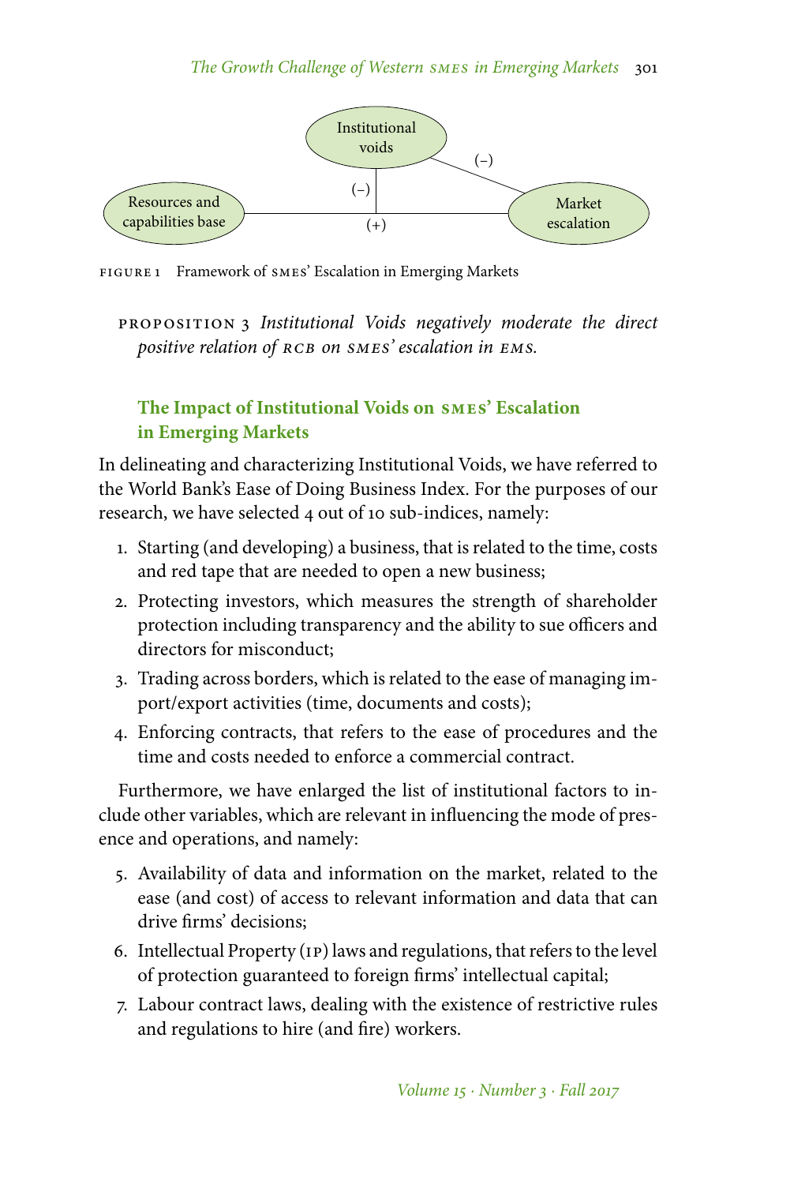FIGURE 1 Framework of SMES' Escalation in Emerging Markets

PROPOSITION 3 *Institutional Voids negatively moderate the direct positive relation of RCB on SMES' escalation in EMS.*

## The Impact of Institutional Voids on SMES' Escalation in Emerging Markets

In delineating and characterizing Institutional Voids, we have referred to the World Bank's Ease of Doing Business Index. For the purposes of our research, we have selected 4 out of 10 sub-indices, namely:

1. Starting (and developing) a business, that is related to the time, costs and red tape that are needed to open a new business;
2. Protecting investors, which measures the strength of shareholder protection including transparency and the ability to sue officers and directors for misconduct;
3. Trading across borders, which is related to the ease of managing import/export activities (time, documents and costs);
4. Enforcing contracts, that refers to the ease of procedures and the time and costs needed to enforce a commercial contract.

Furthermore, we have enlarged the list of institutional factors to include other variables, which are relevant in influencing the mode of presence and operations, and namely:

5. Availability of data and information on the market, related to the ease (and cost) of access to relevant information and data that can drive firms' decisions;
6. Intellectual Property (IP) laws and regulations, that refers to the level of protection guaranteed to foreign firms' intellectual capital;
7. Labour contract laws, dealing with the existence of restrictive rules and regulations to hire (and fire) workers.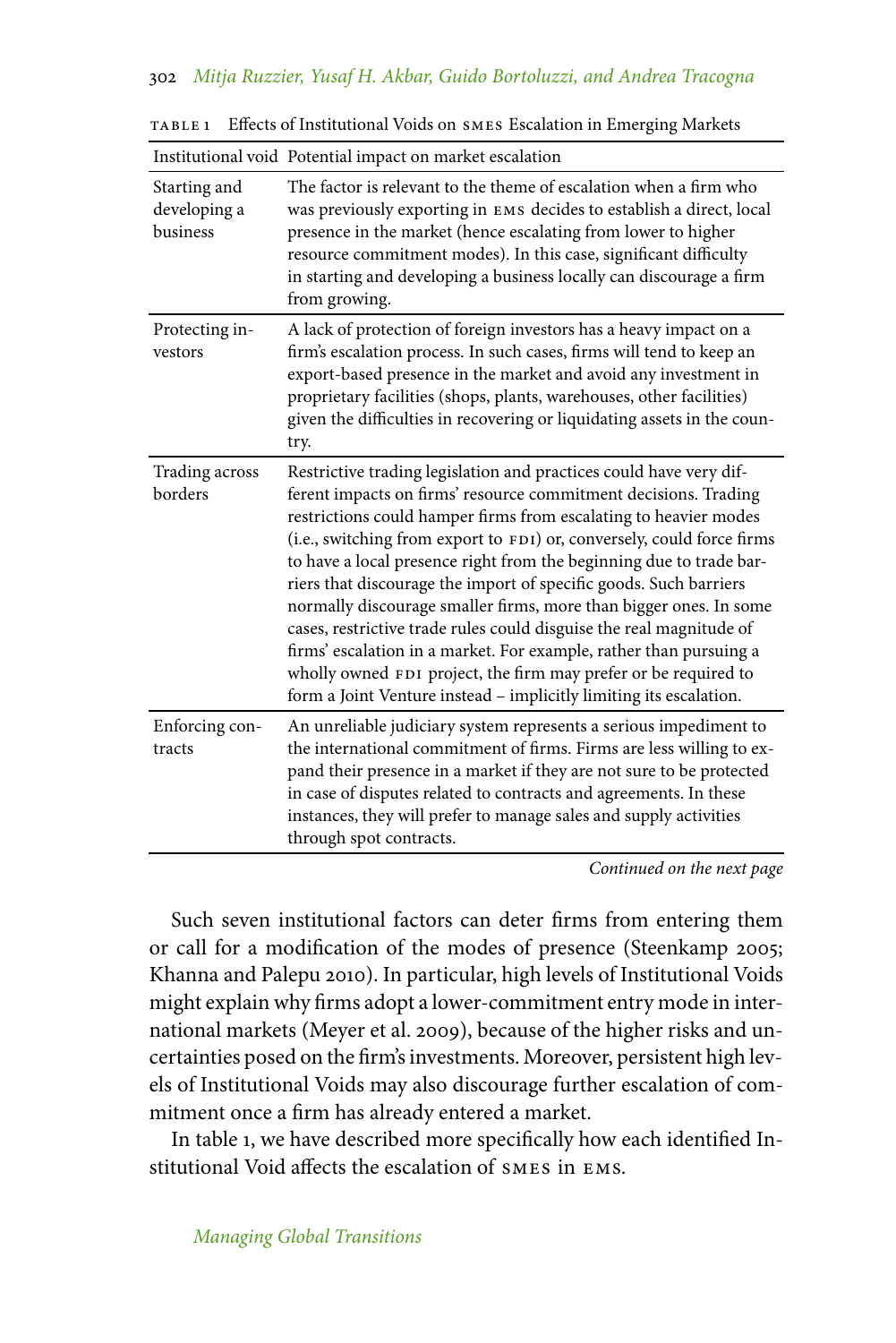TABLE 1 Effects of Institutional Voids on SMEs Escalation in Emerging Markets

| Institutional void | Potential impact on market escalation |
|---|---|
| Starting and developing a business | The factor is relevant to the theme of escalation when a firm who was previously exporting in EMs decides to establish a direct, local presence in the market (hence escalating from lower to higher resource commitment modes). In this case, significant difficulty in starting and developing a business locally can discourage a firm from growing. |
| Protecting investors | A lack of protection of foreign investors has a heavy impact on a firm's escalation process. In such cases, firms will tend to keep an export-based presence in the market and avoid any investment in proprietary facilities (shops, plants, warehouses, other facilities) given the difficulties in recovering or liquidating assets in the country. |
| Trading across borders | Restrictive trading legislation and practices could have very different impacts on firms' resource commitment decisions. Trading restrictions could hamper firms from escalating to heavier modes (i.e., switching from export to FDI) or, conversely, could force firms to have a local presence right from the beginning due to trade barriers that discourage the import of specific goods. Such barriers normally discourage smaller firms, more than bigger ones. In some cases, restrictive trade rules could disguise the real magnitude of firms' escalation in a market. For example, rather than pursuing a wholly owned FDI project, the firm may prefer or be required to form a Joint Venture instead – implicitly limiting its escalation. |
| Enforcing contracts | An unreliable judiciary system represents a serious impediment to the international commitment of firms. Firms are less willing to expand their presence in a market if they are not sure to be protected in case of disputes related to contracts and agreements. In these instances, they will prefer to manage sales and supply activities through spot contracts. |

*Continued on the next page*

Such seven institutional factors can deter firms from entering them or call for a modification of the modes of presence (Steenkamp 2005; Khanna and Palepu 2010). In particular, high levels of Institutional Voids might explain why firms adopt a lower-commitment entry mode in international markets (Meyer et al. 2009), because of the higher risks and uncertainties posed on the firm's investments. Moreover, persistent high levels of Institutional Voids may also discourage further escalation of commitment once a firm has already entered a market.

In table 1, we have described more specifically how each identified Institutional Void affects the escalation of SMEs in EMs.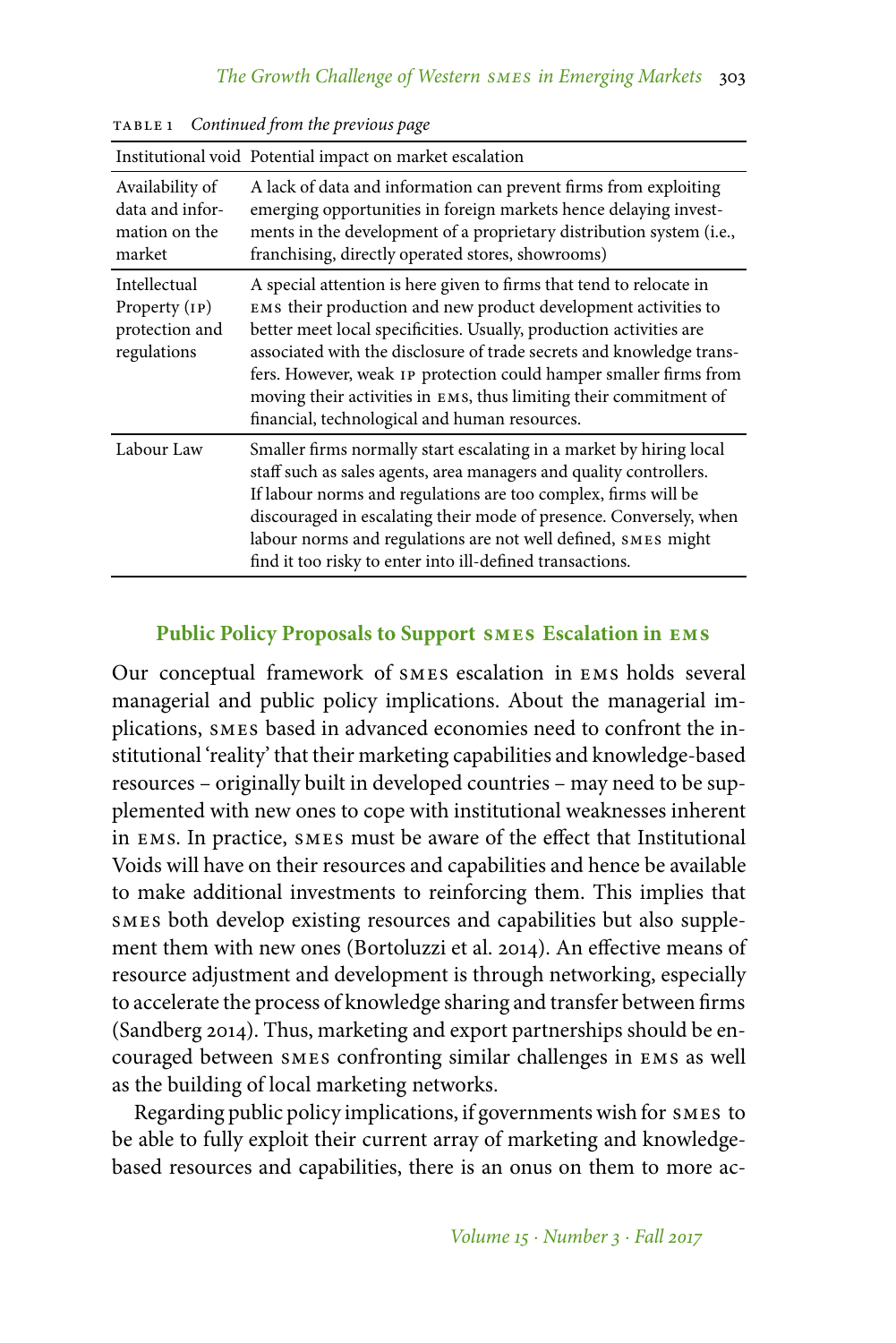TABLE 1 *Continued from the previous page*

| Institutional void | Potential impact on market escalation |
| --- | --- |
| Availability of data and information on the market | A lack of data and information can prevent firms from exploiting emerging opportunities in foreign markets hence delaying investments in the development of a proprietary distribution system (i.e., franchising, directly operated stores, showrooms) |
| Intellectual Property (IP) protection and regulations | A special attention is here given to firms that tend to relocate in EMS their production and new product development activities to better meet local specificities. Usually, production activities are associated with the disclosure of trade secrets and knowledge transfers. However, weak IP protection could hamper smaller firms from moving their activities in EMS, thus limiting their commitment of financial, technological and human resources. |
| Labour Law | Smaller firms normally start escalating in a market by hiring local staff such as sales agents, area managers and quality controllers. If labour norms and regulations are too complex, firms will be discouraged in escalating their mode of presence. Conversely, when labour norms and regulations are not well defined, SMES might find it too risky to enter into ill-defined transactions. |

## Public Policy Proposals to Support SMES Escalation in EMS

Our conceptual framework of SMES escalation in EMS holds several managerial and public policy implications. About the managerial implications, SMES based in advanced economies need to confront the institutional 'reality' that their marketing capabilities and knowledge-based resources – originally built in developed countries – may need to be supplemented with new ones to cope with institutional weaknesses inherent in EMS. In practice, SMES must be aware of the effect that Institutional Voids will have on their resources and capabilities and hence be available to make additional investments to reinforcing them. This implies that SMES both develop existing resources and capabilities but also supplement them with new ones (Bortoluzzi et al. 2014). An effective means of resource adjustment and development is through networking, especially to accelerate the process of knowledge sharing and transfer between firms (Sandberg 2014). Thus, marketing and export partnerships should be encouraged between SMES confronting similar challenges in EMS as well as the building of local marketing networks.

Regarding public policy implications, if governments wish for SMES to be able to fully exploit their current array of marketing and knowledge-based resources and capabilities, there is an onus on them to more ac-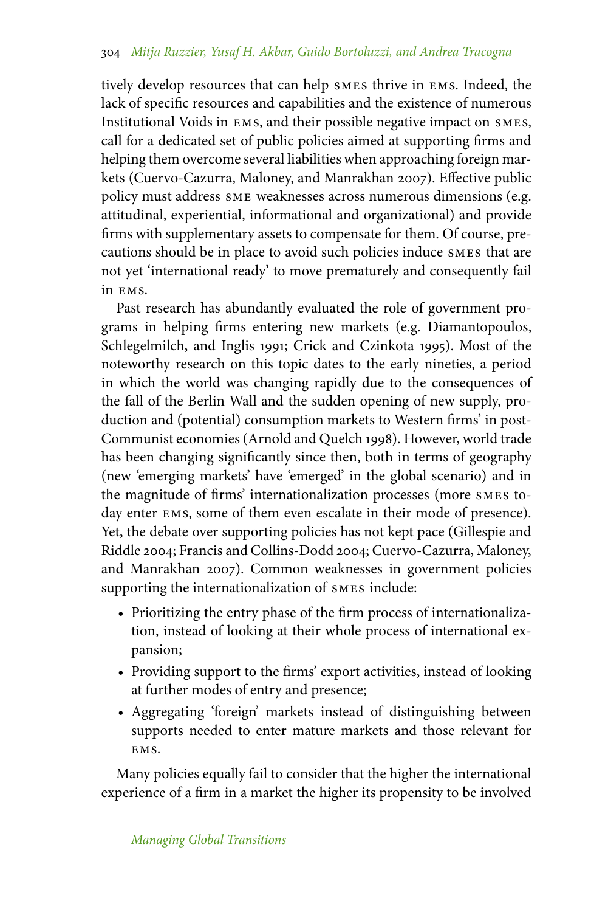tively develop resources that can help SMES thrive in EMS. Indeed, the lack of specific resources and capabilities and the existence of numerous Institutional Voids in EMS, and their possible negative impact on SMES, call for a dedicated set of public policies aimed at supporting firms and helping them overcome several liabilities when approaching foreign markets (Cuervo-Cazurra, Maloney, and Manrakhan 2007). Effective public policy must address SME weaknesses across numerous dimensions (e.g. attitudinal, experiential, informational and organizational) and provide firms with supplementary assets to compensate for them. Of course, precautions should be in place to avoid such policies induce SMES that are not yet 'international ready' to move prematurely and consequently fail in EMS.

Past research has abundantly evaluated the role of government programs in helping firms entering new markets (e.g. Diamantopoulos, Schlegelmilch, and Inglis 1991; Crick and Czinkota 1995). Most of the noteworthy research on this topic dates to the early nineties, a period in which the world was changing rapidly due to the consequences of the fall of the Berlin Wall and the sudden opening of new supply, production and (potential) consumption markets to Western firms' in post-Communist economies (Arnold and Quelch 1998). However, world trade has been changing significantly since then, both in terms of geography (new 'emerging markets' have 'emerged' in the global scenario) and in the magnitude of firms' internationalization processes (more SMES today enter EMS, some of them even escalate in their mode of presence). Yet, the debate over supporting policies has not kept pace (Gillespie and Riddle 2004; Francis and Collins-Dodd 2004; Cuervo-Cazurra, Maloney, and Manrakhan 2007). Common weaknesses in government policies supporting the internationalization of SMES include:

- Prioritizing the entry phase of the firm process of internationalization, instead of looking at their whole process of international expansion;
- Providing support to the firms' export activities, instead of looking at further modes of entry and presence;
- Aggregating 'foreign' markets instead of distinguishing between supports needed to enter mature markets and those relevant for EMS.

Many policies equally fail to consider that the higher the international experience of a firm in a market the higher its propensity to be involved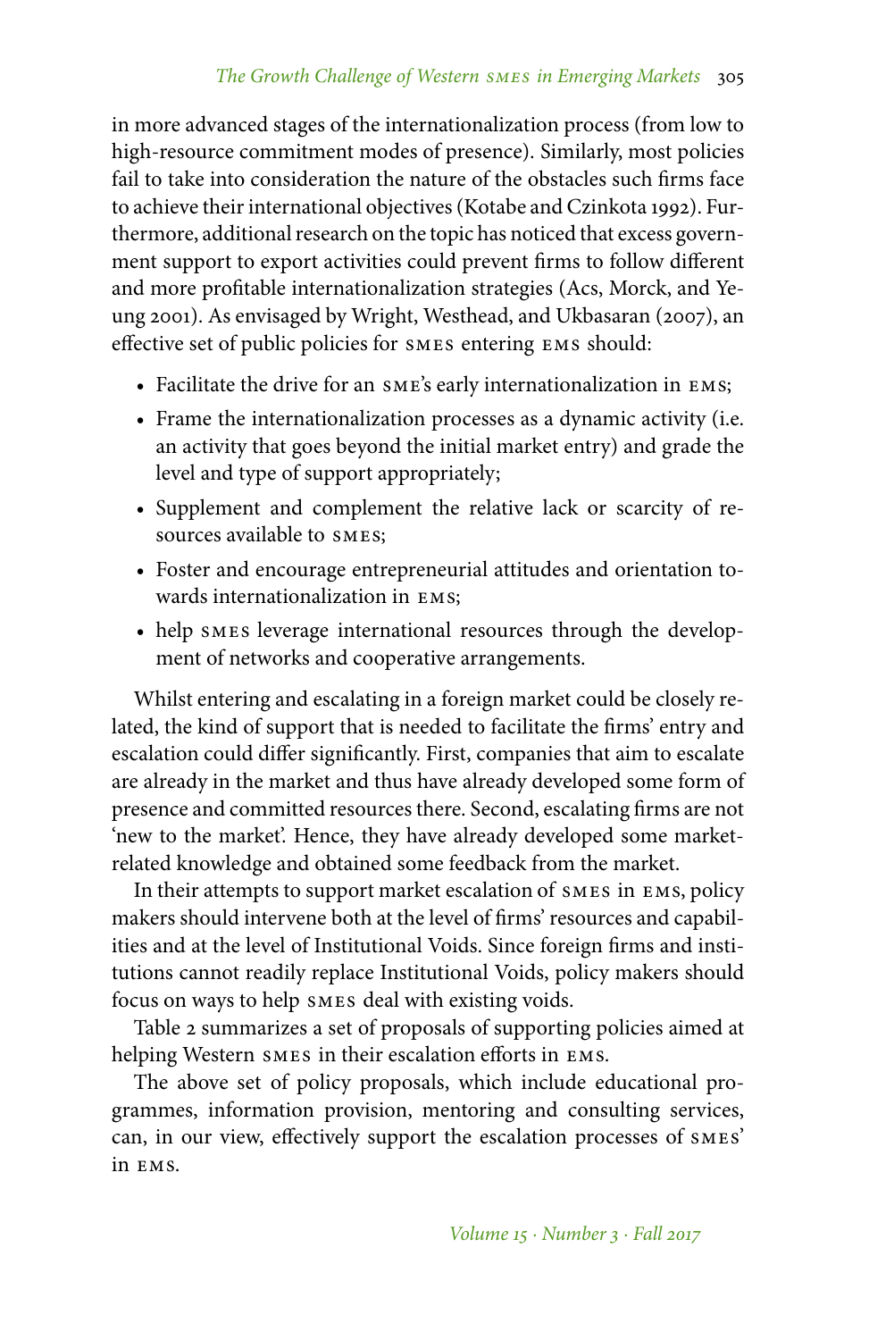in more advanced stages of the internationalization process (from low to high-resource commitment modes of presence). Similarly, most policies fail to take into consideration the nature of the obstacles such firms face to achieve their international objectives (Kotabe and Czinkota 1992). Furthermore, additional research on the topic has noticed that excess government support to export activities could prevent firms to follow different and more profitable internationalization strategies (Acs, Morck, and Yeung 2001). As envisaged by Wright, Westhead, and Ukbasaran (2007), an effective set of public policies for SMES entering EMS should:

- Facilitate the drive for an SME's early internationalization in EMS;
- Frame the internationalization processes as a dynamic activity (i.e. an activity that goes beyond the initial market entry) and grade the level and type of support appropriately;
- Supplement and complement the relative lack or scarcity of resources available to SMES;
- Foster and encourage entrepreneurial attitudes and orientation towards internationalization in EMS;
- help SMES leverage international resources through the development of networks and cooperative arrangements.

Whilst entering and escalating in a foreign market could be closely related, the kind of support that is needed to facilitate the firms' entry and escalation could differ significantly. First, companies that aim to escalate are already in the market and thus have already developed some form of presence and committed resources there. Second, escalating firms are not 'new to the market'. Hence, they have already developed some market-related knowledge and obtained some feedback from the market.

In their attempts to support market escalation of SMES in EMS, policy makers should intervene both at the level of firms' resources and capabilities and at the level of Institutional Voids. Since foreign firms and institutions cannot readily replace Institutional Voids, policy makers should focus on ways to help SMES deal with existing voids.

Table 2 summarizes a set of proposals of supporting policies aimed at helping Western SMES in their escalation efforts in EMS.

The above set of policy proposals, which include educational programmes, information provision, mentoring and consulting services, can, in our view, effectively support the escalation processes of SMES' in EMS.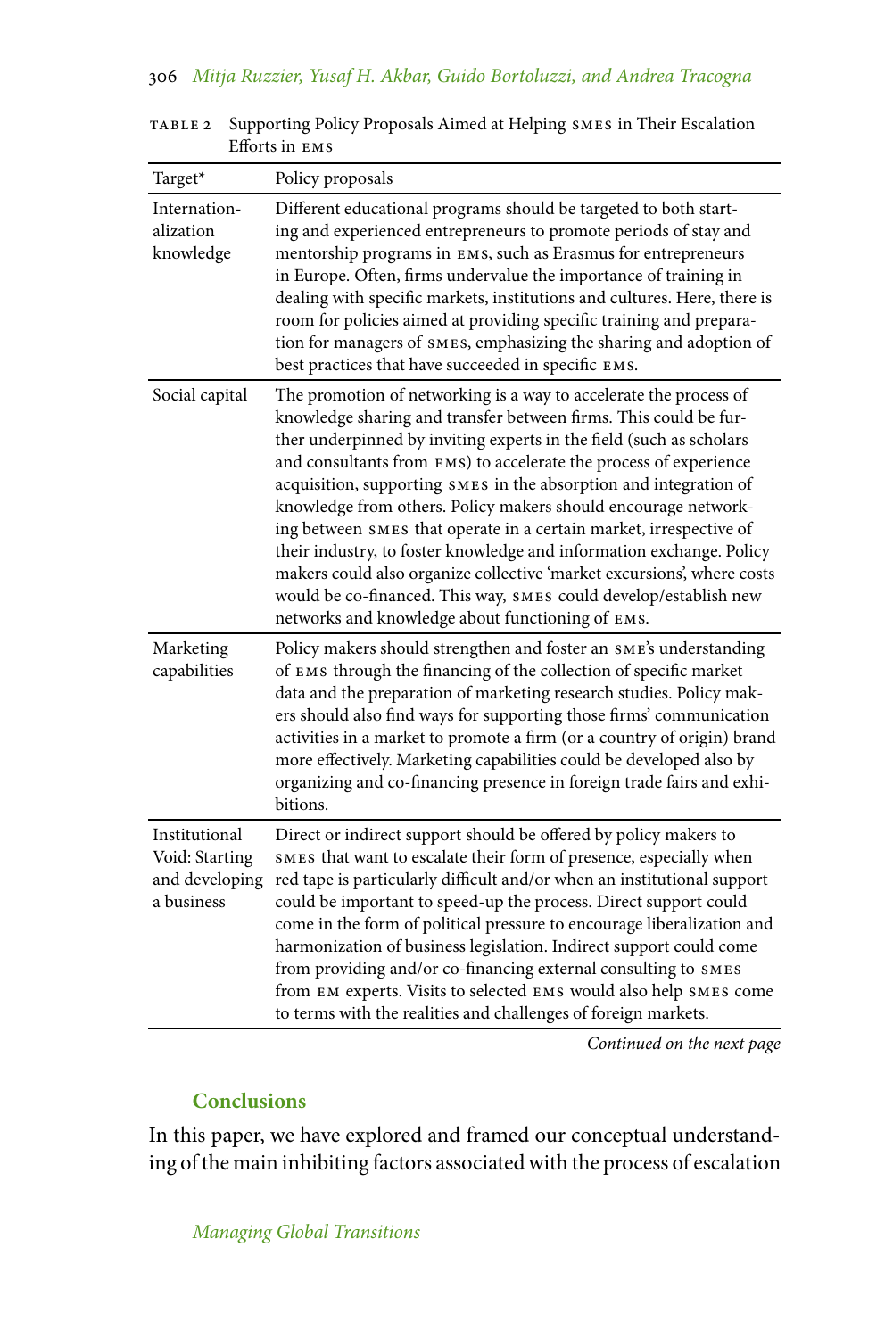Table 2 Supporting Policy Proposals Aimed at Helping SMEs in Their Escalation Efforts in EMs

| Target* | Policy proposals |
|---|---|
| Internationalization knowledge | Different educational programs should be targeted to both starting and experienced entrepreneurs to promote periods of stay and mentorship programs in EMs, such as Erasmus for entrepreneurs in Europe. Often, firms undervalue the importance of training in dealing with specific markets, institutions and cultures. Here, there is room for policies aimed at providing specific training and preparation for managers of SMEs, emphasizing the sharing and adoption of best practices that have succeeded in specific EMs. |
| Social capital | The promotion of networking is a way to accelerate the process of knowledge sharing and transfer between firms. This could be further underpinned by inviting experts in the field (such as scholars and consultants from EMs) to accelerate the process of experience acquisition, supporting SMEs in the absorption and integration of knowledge from others. Policy makers should encourage networking between SMEs that operate in a certain market, irrespective of their industry, to foster knowledge and information exchange. Policy makers could also organize collective 'market excursions', where costs would be co-financed. This way, SMEs could develop/establish new networks and knowledge about functioning of EMs. |
| Marketing capabilities | Policy makers should strengthen and foster an SME's understanding of EMs through the financing of the collection of specific market data and the preparation of marketing research studies. Policy makers should also find ways for supporting those firms' communication activities in a market to promote a firm (or a country of origin) brand more effectively. Marketing capabilities could be developed also by organizing and co-financing presence in foreign trade fairs and exhibitions. |
| Institutional Void: Starting and developing a business | Direct or indirect support should be offered by policy makers to SMEs that want to escalate their form of presence, especially when red tape is particularly difficult and/or when an institutional support could be important to speed-up the process. Direct support could come in the form of political pressure to encourage liberalization and harmonization of business legislation. Indirect support could come from providing and/or co-financing external consulting to SMEs from EM experts. Visits to selected EMs would also help SMEs come to terms with the realities and challenges of foreign markets. |

*Continued on the next page*

## Conclusions

In this paper, we have explored and framed our conceptual understanding of the main inhibiting factors associated with the process of escalation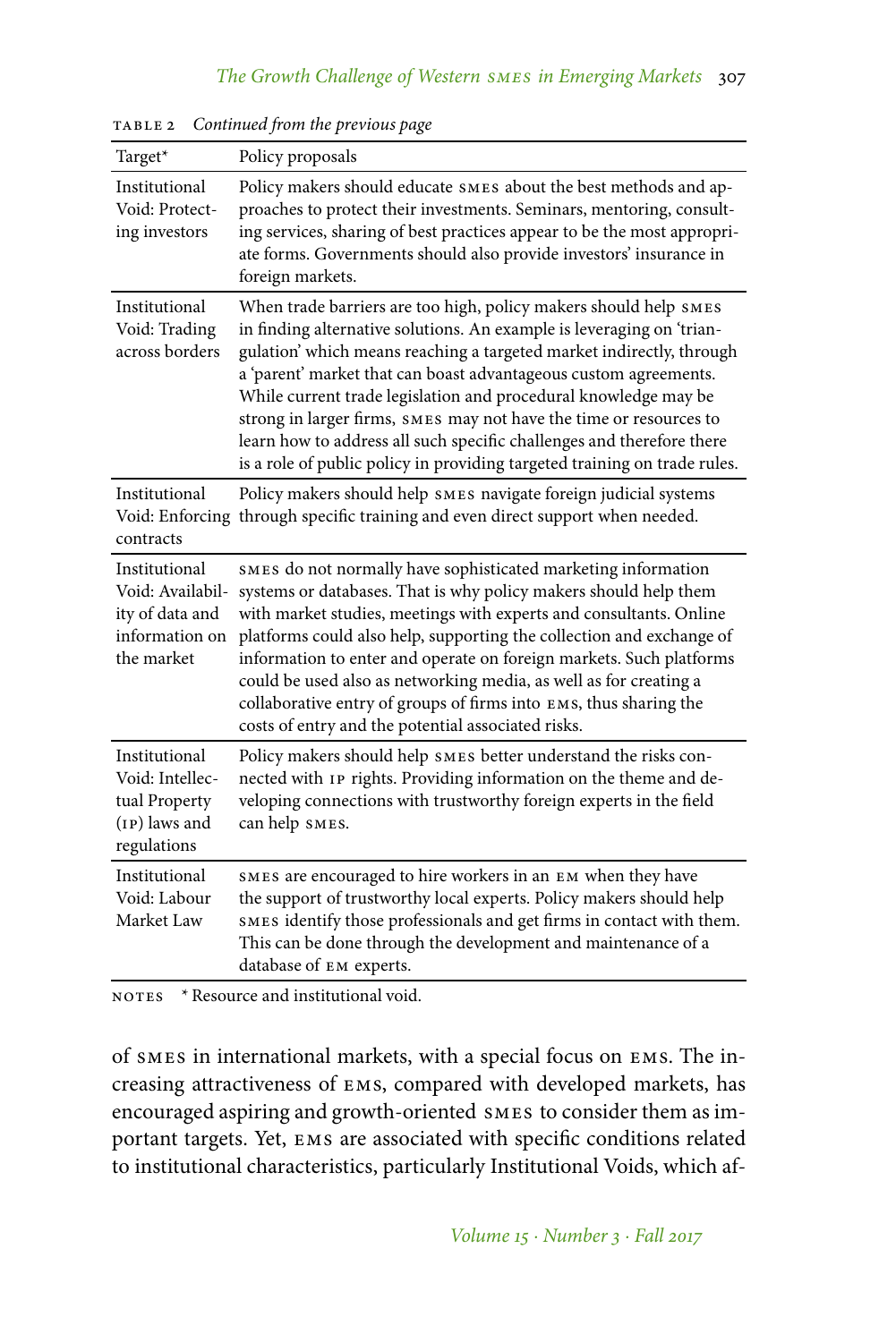TABLE 2 *Continued from the previous page*

| Target* | Policy proposals |
|---|---|
| Institutional Void: Protecting investors | Policy makers should educate SMES about the best methods and approaches to protect their investments. Seminars, mentoring, consulting services, sharing of best practices appear to be the most appropriate forms. Governments should also provide investors' insurance in foreign markets. |
| Institutional Void: Trading across borders | When trade barriers are too high, policy makers should help SMES in finding alternative solutions. An example is leveraging on 'triangulation' which means reaching a targeted market indirectly, through a 'parent' market that can boast advantageous custom agreements. While current trade legislation and procedural knowledge may be strong in larger firms, SMES may not have the time or resources to learn how to address all such specific challenges and therefore there is a role of public policy in providing targeted training on trade rules. |
| Institutional Void: Enforcing contracts | Policy makers should help SMES navigate foreign judicial systems through specific training and even direct support when needed. |
| Institutional Void: Availability of data and information on the market | SMES do not normally have sophisticated marketing information systems or databases. That is why policy makers should help them with market studies, meetings with experts and consultants. Online platforms could also help, supporting the collection and exchange of information to enter and operate on foreign markets. Such platforms could be used also as networking media, as well as for creating a collaborative entry of groups of firms into EMS, thus sharing the costs of entry and the potential associated risks. |
| Institutional Void: Intellectual Property (IP) laws and regulations | Policy makers should help SMES better understand the risks connected with IP rights. Providing information on the theme and developing connections with trustworthy foreign experts in the field can help SMES. |
| Institutional Void: Labour Market Law | SMES are encouraged to hire workers in an EM when they have the support of trustworthy local experts. Policy makers should help SMES identify those professionals and get firms in contact with them. This can be done through the development and maintenance of a database of EM experts. |

NOTES * Resource and institutional void.

of SMES in international markets, with a special focus on EMS. The increasing attractiveness of EMS, compared with developed markets, has encouraged aspiring and growth-oriented SMES to consider them as important targets. Yet, EMS are associated with specific conditions related to institutional characteristics, particularly Institutional Voids, which af-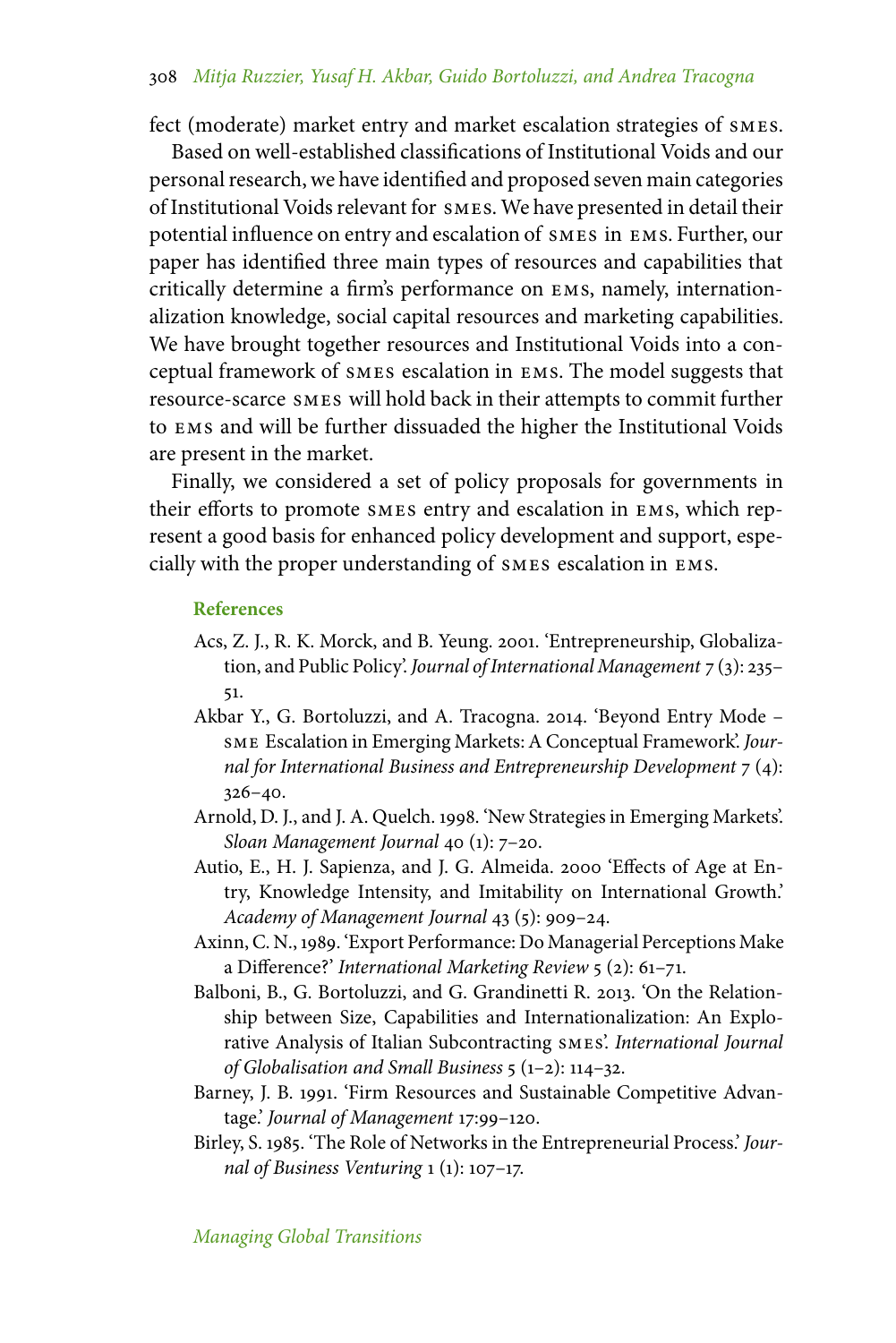fect (moderate) market entry and market escalation strategies of SMEs.

Based on well-established classifications of Institutional Voids and our personal research, we have identified and proposed seven main categories of Institutional Voids relevant for SMEs. We have presented in detail their potential influence on entry and escalation of SMEs in EMs. Further, our paper has identified three main types of resources and capabilities that critically determine a firm's performance on EMs, namely, internationalization knowledge, social capital resources and marketing capabilities. We have brought together resources and Institutional Voids into a conceptual framework of SMEs escalation in EMs. The model suggests that resource-scarce SMEs will hold back in their attempts to commit further to EMs and will be further dissuaded the higher the Institutional Voids are present in the market.

Finally, we considered a set of policy proposals for governments in their efforts to promote SMEs entry and escalation in EMs, which represent a good basis for enhanced policy development and support, especially with the proper understanding of SMEs escalation in EMs.

## References

Acs, Z. J., R. K. Morck, and B. Yeung. 2001. 'Entrepreneurship, Globalization, and Public Policy'. *Journal of International Management* 7 (3): 235–51.

Akbar Y., G. Bortoluzzi, and A. Tracogna. 2014. 'Beyond Entry Mode – SME Escalation in Emerging Markets: A Conceptual Framework'. *Journal for International Business and Entrepreneurship Development* 7 (4): 326–40.

Arnold, D. J., and J. A. Quelch. 1998. 'New Strategies in Emerging Markets'. *Sloan Management Journal* 40 (1): 7–20.

Autio, E., H. J. Sapienza, and J. G. Almeida. 2000 'Effects of Age at Entry, Knowledge Intensity, and Imitability on International Growth.' *Academy of Management Journal* 43 (5): 909–24.

Axinn, C. N., 1989. 'Export Performance: Do Managerial Perceptions Make a Difference?' *International Marketing Review* 5 (2): 61–71.

Balboni, B., G. Bortoluzzi, and G. Grandinetti R. 2013. 'On the Relationship between Size, Capabilities and Internationalization: An Explorative Analysis of Italian Subcontracting SMEs'. *International Journal of Globalisation and Small Business* 5 (1–2): 114–32.

Barney, J. B. 1991. 'Firm Resources and Sustainable Competitive Advantage.' *Journal of Management* 17:99–120.

Birley, S. 1985. 'The Role of Networks in the Entrepreneurial Process.' *Journal of Business Venturing* 1 (1): 107–17.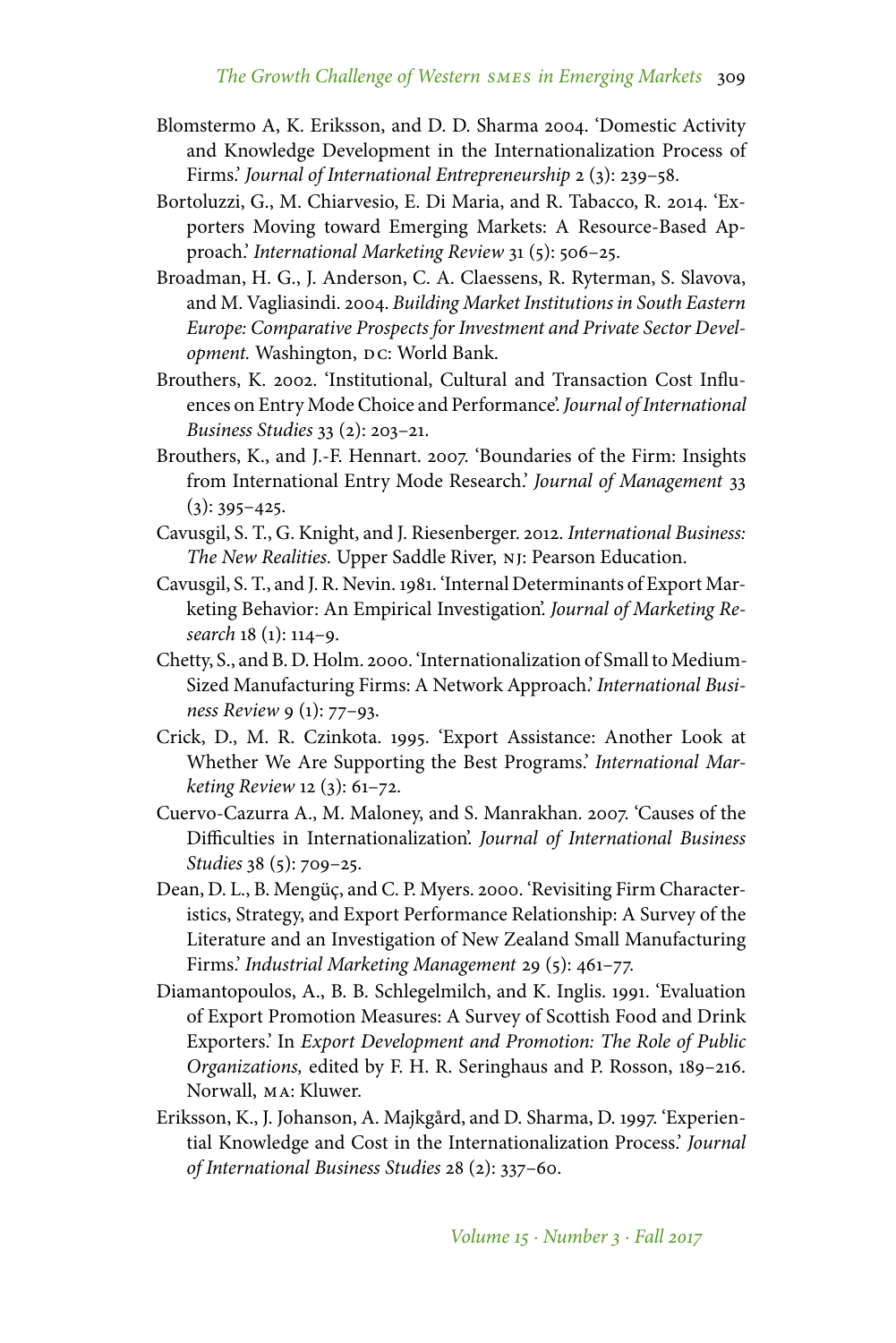Blomstermo A, K. Eriksson, and D. D. Sharma 2004. 'Domestic Activity and Knowledge Development in the Internationalization Process of Firms.' *Journal of International Entrepreneurship* 2 (3): 239–58.

Bortoluzzi, G., M. Chiarvesio, E. Di Maria, and R. Tabacco, R. 2014. 'Exporters Moving toward Emerging Markets: A Resource-Based Approach.' *International Marketing Review* 31 (5): 506–25.

Broadman, H. G., J. Anderson, C. A. Claessens, R. Ryterman, S. Slavova, and M. Vagliasindi. 2004. *Building Market Institutions in South Eastern Europe: Comparative Prospects for Investment and Private Sector Development.* Washington, DC: World Bank.

Brouthers, K. 2002. 'Institutional, Cultural and Transaction Cost Influences on Entry Mode Choice and Performance'. *Journal of International Business Studies* 33 (2): 203–21.

Brouthers, K., and J.-F. Hennart. 2007. 'Boundaries of the Firm: Insights from International Entry Mode Research.' *Journal of Management* 33 (3): 395–425.

Cavusgil, S. T., G. Knight, and J. Riesenberger. 2012. *International Business: The New Realities.* Upper Saddle River, NJ: Pearson Education.

Cavusgil, S. T., and J. R. Nevin. 1981. 'Internal Determinants of Export Marketing Behavior: An Empirical Investigation'. *Journal of Marketing Research* 18 (1): 114–9.

Chetty, S., and B. D. Holm. 2000. 'Internationalization of Small to Medium-Sized Manufacturing Firms: A Network Approach.' *International Business Review* 9 (1): 77–93.

Crick, D., M. R. Czinkota. 1995. 'Export Assistance: Another Look at Whether We Are Supporting the Best Programs.' *International Marketing Review* 12 (3): 61–72.

Cuervo-Cazurra A., M. Maloney, and S. Manrakhan. 2007. 'Causes of the Difficulties in Internationalization'. *Journal of International Business Studies* 38 (5): 709–25.

Dean, D. L., B. Mengüç, and C. P. Myers. 2000. 'Revisiting Firm Characteristics, Strategy, and Export Performance Relationship: A Survey of the Literature and an Investigation of New Zealand Small Manufacturing Firms.' *Industrial Marketing Management* 29 (5): 461–77.

Diamantopoulos, A., B. B. Schlegelmilch, and K. Inglis. 1991. 'Evaluation of Export Promotion Measures: A Survey of Scottish Food and Drink Exporters.' In *Export Development and Promotion: The Role of Public Organizations,* edited by F. H. R. Seringhaus and P. Rosson, 189–216. Norwall, MA: Kluwer.

Eriksson, K., J. Johanson, A. Majkgård, and D. Sharma, D. 1997. 'Experiential Knowledge and Cost in the Internationalization Process.' *Journal of International Business Studies* 28 (2): 337–60.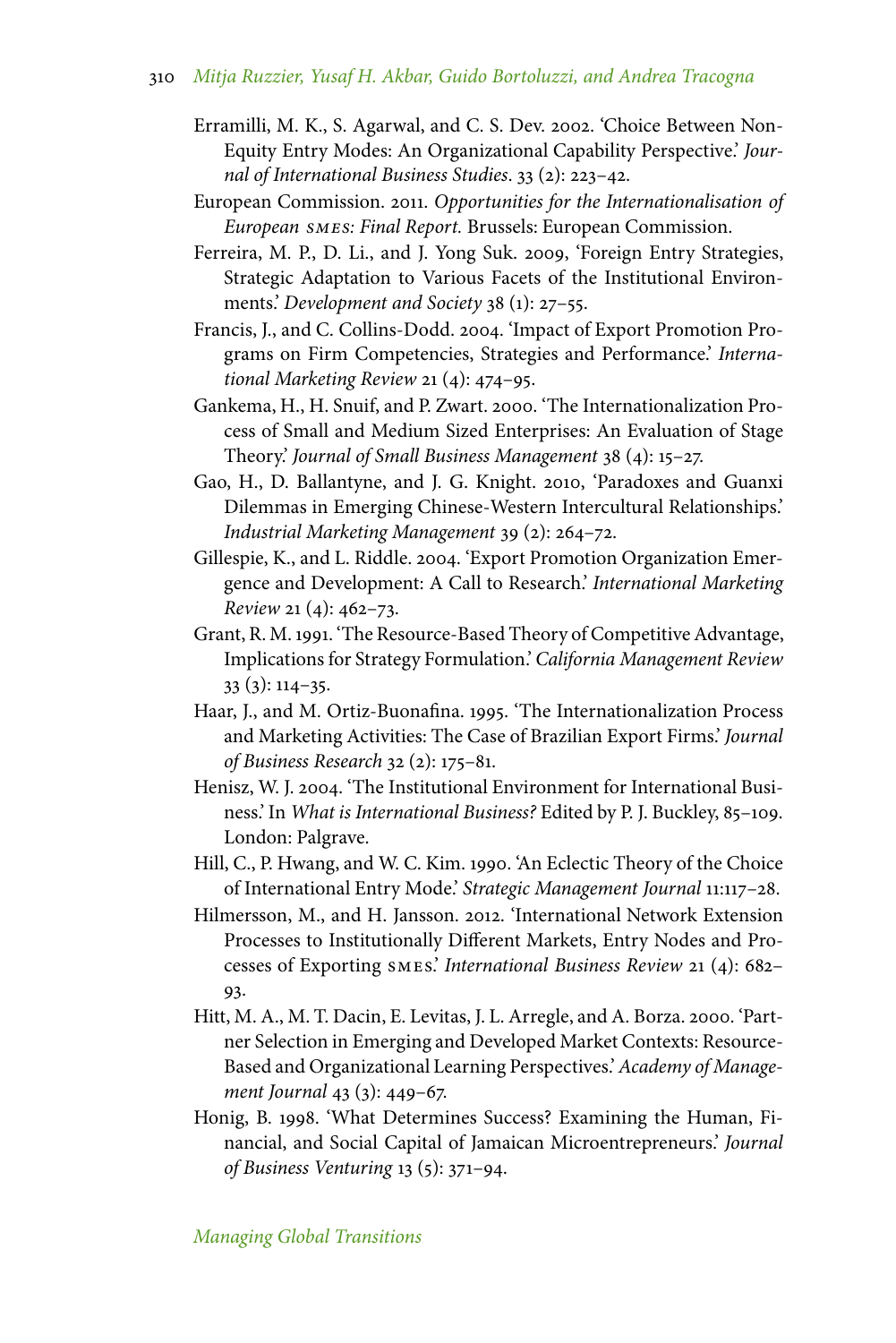Erramilli, M. K., S. Agarwal, and C. S. Dev. 2002. 'Choice Between Non-Equity Entry Modes: An Organizational Capability Perspective.' *Journal of International Business Studies*. 33 (2): 223–42.

European Commission. 2011. *Opportunities for the Internationalisation of European SMEs: Final Report.* Brussels: European Commission.

Ferreira, M. P., D. Li., and J. Yong Suk. 2009, 'Foreign Entry Strategies, Strategic Adaptation to Various Facets of the Institutional Environments.' *Development and Society* 38 (1): 27–55.

Francis, J., and C. Collins-Dodd. 2004. 'Impact of Export Promotion Programs on Firm Competencies, Strategies and Performance.' *International Marketing Review* 21 (4): 474–95.

Gankema, H., H. Snuif, and P. Zwart. 2000. 'The Internationalization Process of Small and Medium Sized Enterprises: An Evaluation of Stage Theory.' *Journal of Small Business Management* 38 (4): 15–27.

Gao, H., D. Ballantyne, and J. G. Knight. 2010, 'Paradoxes and Guanxi Dilemmas in Emerging Chinese-Western Intercultural Relationships.' *Industrial Marketing Management* 39 (2): 264–72.

Gillespie, K., and L. Riddle. 2004. 'Export Promotion Organization Emergence and Development: A Call to Research.' *International Marketing Review* 21 (4): 462–73.

Grant, R. M. 1991. 'The Resource-Based Theory of Competitive Advantage, Implications for Strategy Formulation.' *California Management Review* 33 (3): 114–35.

Haar, J., and M. Ortiz-Buonafina. 1995. 'The Internationalization Process and Marketing Activities: The Case of Brazilian Export Firms.' *Journal of Business Research* 32 (2): 175–81.

Henisz, W. J. 2004. 'The Institutional Environment for International Business.' In *What is International Business?* Edited by P. J. Buckley, 85–109. London: Palgrave.

Hill, C., P. Hwang, and W. C. Kim. 1990. 'An Eclectic Theory of the Choice of International Entry Mode.' *Strategic Management Journal* 11:117–28.

Hilmersson, M., and H. Jansson. 2012. 'International Network Extension Processes to Institutionally Different Markets, Entry Nodes and Processes of Exporting SMEs.' *International Business Review* 21 (4): 682–93.

Hitt, M. A., M. T. Dacin, E. Levitas, J. L. Arregle, and A. Borza. 2000. 'Partner Selection in Emerging and Developed Market Contexts: Resource-Based and Organizational Learning Perspectives.' *Academy of Management Journal* 43 (3): 449–67.

Honig, B. 1998. 'What Determines Success? Examining the Human, Financial, and Social Capital of Jamaican Microentrepreneurs.' *Journal of Business Venturing* 13 (5): 371–94.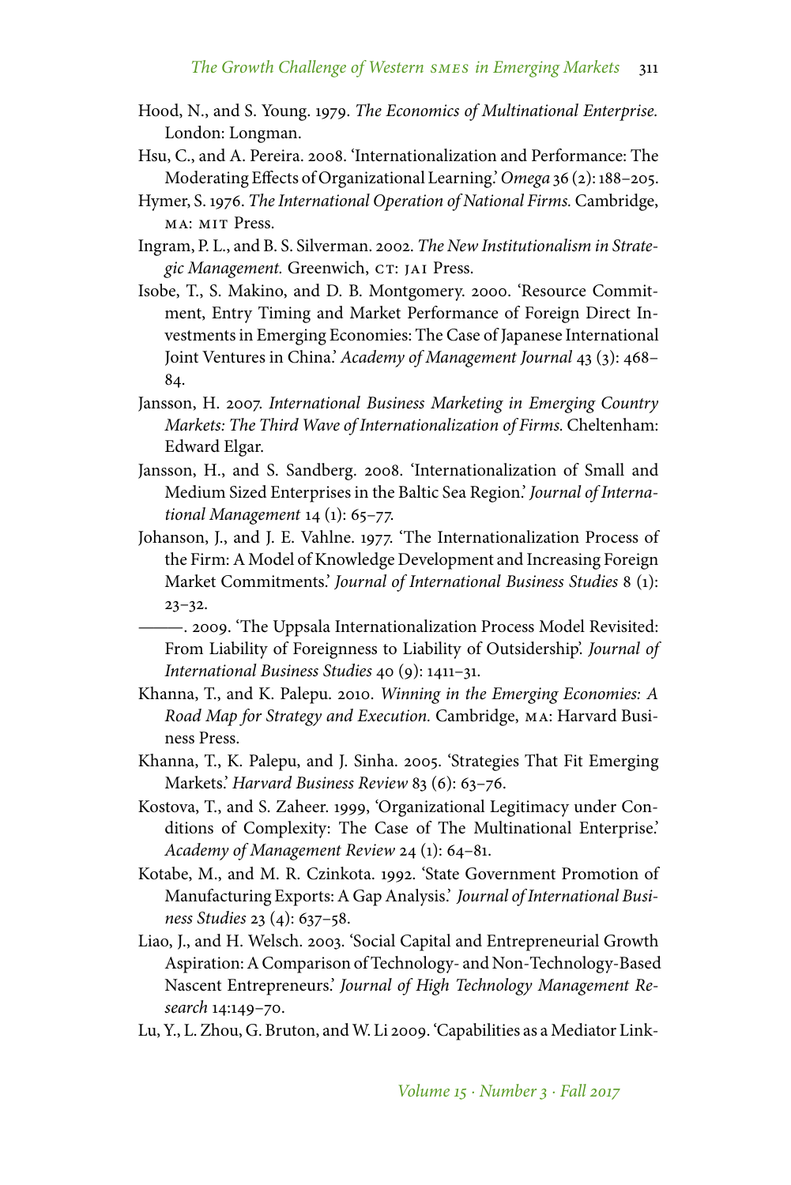Hood, N., and S. Young. 1979. *The Economics of Multinational Enterprise.* London: Longman.

Hsu, C., and A. Pereira. 2008. 'Internationalization and Performance: The Moderating Effects of Organizational Learning.' *Omega* 36 (2): 188–205.

Hymer, S. 1976. *The International Operation of National Firms.* Cambridge, MA: MIT Press.

Ingram, P. L., and B. S. Silverman. 2002. *The New Institutionalism in Strategic Management.* Greenwich, CT: JAI Press.

Isobe, T., S. Makino, and D. B. Montgomery. 2000. 'Resource Commitment, Entry Timing and Market Performance of Foreign Direct Investments in Emerging Economies: The Case of Japanese International Joint Ventures in China.' *Academy of Management Journal* 43 (3): 468–84.

Jansson, H. 2007. *International Business Marketing in Emerging Country Markets: The Third Wave of Internationalization of Firms.* Cheltenham: Edward Elgar.

Jansson, H., and S. Sandberg. 2008. 'Internationalization of Small and Medium Sized Enterprises in the Baltic Sea Region.' *Journal of International Management* 14 (1): 65–77.

Johanson, J., and J. E. Vahlne. 1977. 'The Internationalization Process of the Firm: A Model of Knowledge Development and Increasing Foreign Market Commitments.' *Journal of International Business Studies* 8 (1): 23–32.

———. 2009. 'The Uppsala Internationalization Process Model Revisited: From Liability of Foreignness to Liability of Outsidership'. *Journal of International Business Studies* 40 (9): 1411–31.

Khanna, T., and K. Palepu. 2010. *Winning in the Emerging Economies: A Road Map for Strategy and Execution.* Cambridge, MA: Harvard Business Press.

Khanna, T., K. Palepu, and J. Sinha. 2005. 'Strategies That Fit Emerging Markets.' *Harvard Business Review* 83 (6): 63–76.

Kostova, T., and S. Zaheer. 1999, 'Organizational Legitimacy under Conditions of Complexity: The Case of The Multinational Enterprise.' *Academy of Management Review* 24 (1): 64–81.

Kotabe, M., and M. R. Czinkota. 1992. 'State Government Promotion of Manufacturing Exports: A Gap Analysis.' *Journal of International Business Studies* 23 (4): 637–58.

Liao, J., and H. Welsch. 2003. 'Social Capital and Entrepreneurial Growth Aspiration: A Comparison of Technology- and Non-Technology-Based Nascent Entrepreneurs.' *Journal of High Technology Management Research* 14:149–70.

Lu, Y., L. Zhou, G. Bruton, and W. Li 2009. 'Capabilities as a Mediator Link-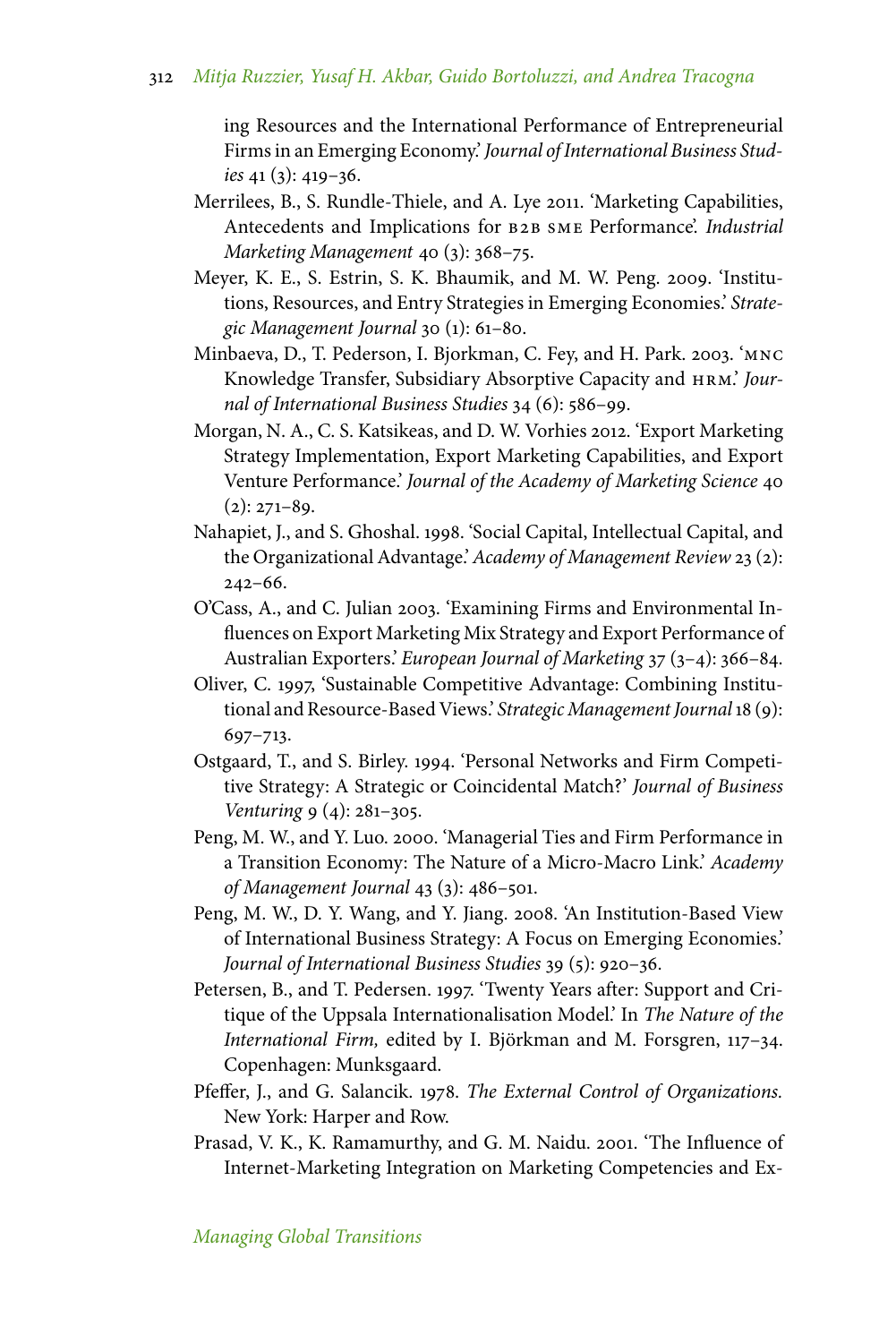ing Resources and the International Performance of Entrepreneurial Firms in an Emerging Economy.' *Journal of International Business Studies* 41 (3): 419–36.

Merrilees, B., S. Rundle-Thiele, and A. Lye 2011. 'Marketing Capabilities, Antecedents and Implications for B2B SME Performance'. *Industrial Marketing Management* 40 (3): 368–75.

Meyer, K. E., S. Estrin, S. K. Bhaumik, and M. W. Peng. 2009. 'Institutions, Resources, and Entry Strategies in Emerging Economies.' *Strategic Management Journal* 30 (1): 61–80.

Minbaeva, D., T. Pederson, I. Bjorkman, C. Fey, and H. Park. 2003. 'MNC Knowledge Transfer, Subsidiary Absorptive Capacity and HRM.' *Journal of International Business Studies* 34 (6): 586–99.

Morgan, N. A., C. S. Katsikeas, and D. W. Vorhies 2012. 'Export Marketing Strategy Implementation, Export Marketing Capabilities, and Export Venture Performance.' *Journal of the Academy of Marketing Science* 40 (2): 271–89.

Nahapiet, J., and S. Ghoshal. 1998. 'Social Capital, Intellectual Capital, and the Organizational Advantage.' *Academy of Management Review* 23 (2): 242–66.

O'Cass, A., and C. Julian 2003. 'Examining Firms and Environmental Influences on Export Marketing Mix Strategy and Export Performance of Australian Exporters.' *European Journal of Marketing* 37 (3–4): 366–84.

Oliver, C. 1997, 'Sustainable Competitive Advantage: Combining Institutional and Resource-Based Views.' *Strategic Management Journal* 18 (9): 697–713.

Ostgaard, T., and S. Birley. 1994. 'Personal Networks and Firm Competitive Strategy: A Strategic or Coincidental Match?' *Journal of Business Venturing* 9 (4): 281–305.

Peng, M. W., and Y. Luo. 2000. 'Managerial Ties and Firm Performance in a Transition Economy: The Nature of a Micro-Macro Link.' *Academy of Management Journal* 43 (3): 486–501.

Peng, M. W., D. Y. Wang, and Y. Jiang. 2008. 'An Institution-Based View of International Business Strategy: A Focus on Emerging Economies.' *Journal of International Business Studies* 39 (5): 920–36.

Petersen, B., and T. Pedersen. 1997. 'Twenty Years after: Support and Critique of the Uppsala Internationalisation Model.' In *The Nature of the International Firm,* edited by I. Björkman and M. Forsgren, 117–34. Copenhagen: Munksgaard.

Pfeffer, J., and G. Salancik. 1978. *The External Control of Organizations.* New York: Harper and Row.

Prasad, V. K., K. Ramamurthy, and G. M. Naidu. 2001. 'The Influence of Internet-Marketing Integration on Marketing Competencies and Ex-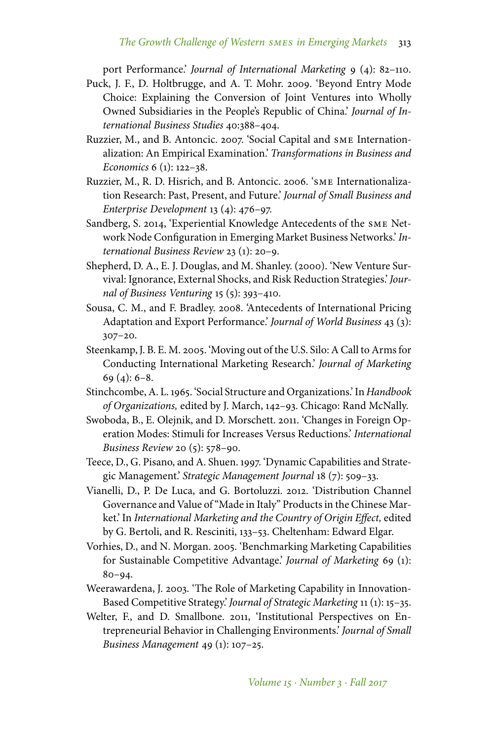port Performance.' *Journal of International Marketing* 9 (4): 82–110.

Puck, J. F., D. Holtbrugge, and A. T. Mohr. 2009. 'Beyond Entry Mode Choice: Explaining the Conversion of Joint Ventures into Wholly Owned Subsidiaries in the People's Republic of China.' *Journal of International Business Studies* 40:388–404.

Ruzzier, M., and B. Antoncic. 2007. 'Social Capital and SME Internationalization: An Empirical Examination.' *Transformations in Business and Economics* 6 (1): 122–38.

Ruzzier, M., R. D. Hisrich, and B. Antoncic. 2006. 'SME Internationalization Research: Past, Present, and Future.' *Journal of Small Business and Enterprise Development* 13 (4): 476–97.

Sandberg, S. 2014, 'Experiential Knowledge Antecedents of the SME Network Node Configuration in Emerging Market Business Networks.' *International Business Review* 23 (1): 20–9.

Shepherd, D. A., E. J. Douglas, and M. Shanley. (2000). 'New Venture Survival: Ignorance, External Shocks, and Risk Reduction Strategies.' *Journal of Business Venturing* 15 (5): 393–410.

Sousa, C. M., and F. Bradley. 2008. 'Antecedents of International Pricing Adaptation and Export Performance.' *Journal of World Business* 43 (3): 307–20.

Steenkamp, J. B. E. M. 2005. 'Moving out of the U.S. Silo: A Call to Arms for Conducting International Marketing Research.' *Journal of Marketing* 69 (4): 6–8.

Stinchcombe, A. L. 1965. 'Social Structure and Organizations.' In *Handbook of Organizations,* edited by J. March, 142–93. Chicago: Rand McNally.

Swoboda, B., E. Olejnik, and D. Morschett. 2011. 'Changes in Foreign Operation Modes: Stimuli for Increases Versus Reductions.' *International Business Review* 20 (5): 578–90.

Teece, D., G. Pisano, and A. Shuen. 1997. 'Dynamic Capabilities and Strategic Management.' *Strategic Management Journal* 18 (7): 509–33.

Vianelli, D., P. De Luca, and G. Bortoluzzi. 2012. 'Distribution Channel Governance and Value of "Made in Italy" Products in the Chinese Market.' In *International Marketing and the Country of Origin Effect,* edited by G. Bertoli, and R. Resciniti, 133–53. Cheltenham: Edward Elgar.

Vorhies, D., and N. Morgan. 2005. 'Benchmarking Marketing Capabilities for Sustainable Competitive Advantage.' *Journal of Marketing* 69 (1): 80–94.

Weerawardena, J. 2003. 'The Role of Marketing Capability in Innovation-Based Competitive Strategy.' *Journal of Strategic Marketing* 11 (1): 15–35.

Welter, F., and D. Smallbone. 2011, 'Institutional Perspectives on Entrepreneurial Behavior in Challenging Environments.' *Journal of Small Business Management* 49 (1): 107–25.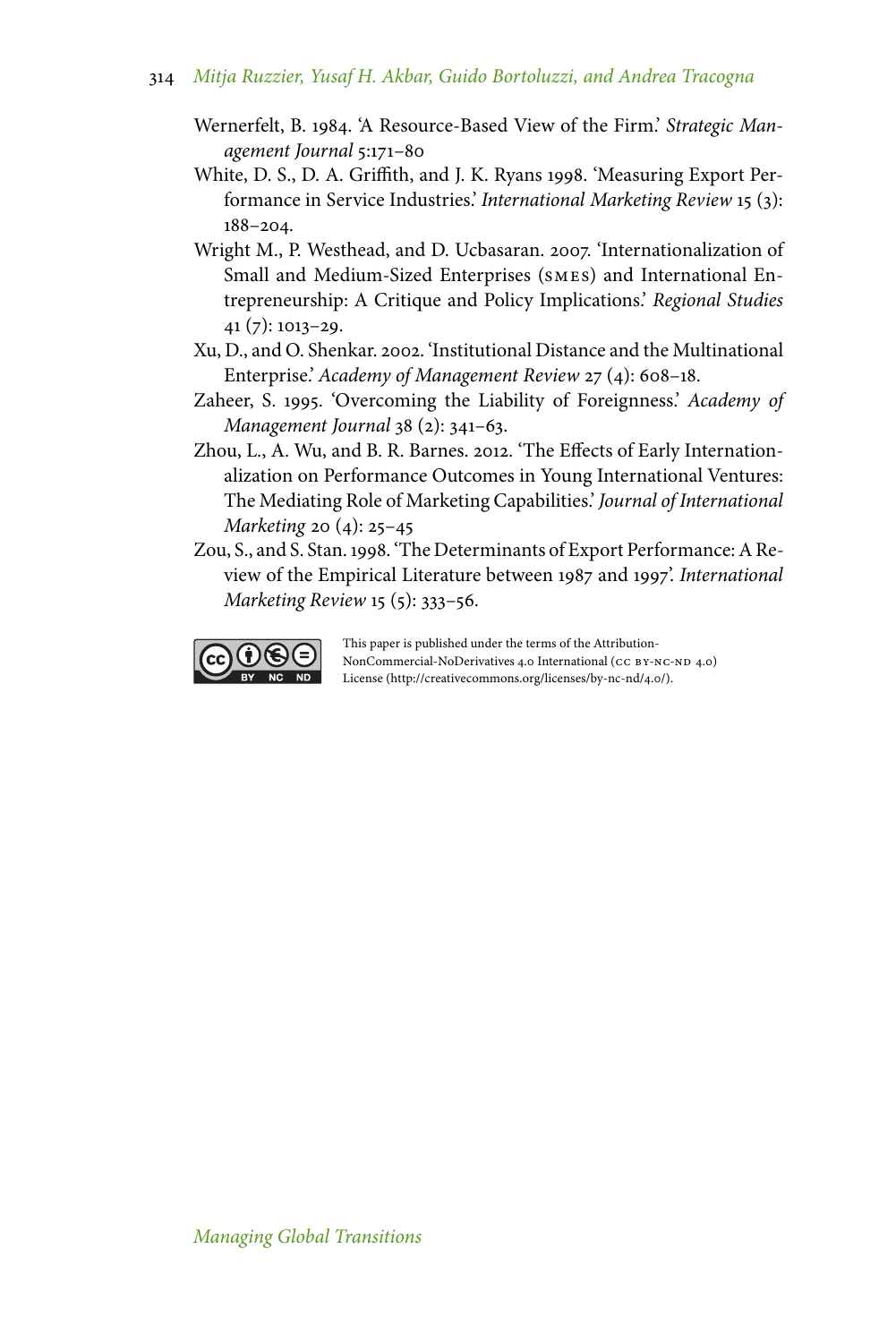Wernerfelt, B. 1984. 'A Resource-Based View of the Firm.' *Strategic Management Journal* 5:171–80

White, D. S., D. A. Griffith, and J. K. Ryans 1998. 'Measuring Export Performance in Service Industries.' *International Marketing Review* 15 (3): 188–204.

Wright M., P. Westhead, and D. Ucbasaran. 2007. 'Internationalization of Small and Medium-Sized Enterprises (SMES) and International Entrepreneurship: A Critique and Policy Implications.' *Regional Studies* 41 (7): 1013–29.

Xu, D., and O. Shenkar. 2002. 'Institutional Distance and the Multinational Enterprise.' *Academy of Management Review* 27 (4): 608–18.

Zaheer, S. 1995. 'Overcoming the Liability of Foreignness.' *Academy of Management Journal* 38 (2): 341–63.

Zhou, L., A. Wu, and B. R. Barnes. 2012. 'The Effects of Early Internationalization on Performance Outcomes in Young International Ventures: The Mediating Role of Marketing Capabilities.' *Journal of International Marketing* 20 (4): 25–45

Zou, S., and S. Stan. 1998. 'The Determinants of Export Performance: A Review of the Empirical Literature between 1987 and 1997'. *International Marketing Review* 15 (5): 333–56.

This paper is published under the terms of the Attribution-NonCommercial-NoDerivatives 4.0 International (CC BY-NC-ND 4.0) License (http://creativecommons.org/licenses/by-nc-nd/4.0/).